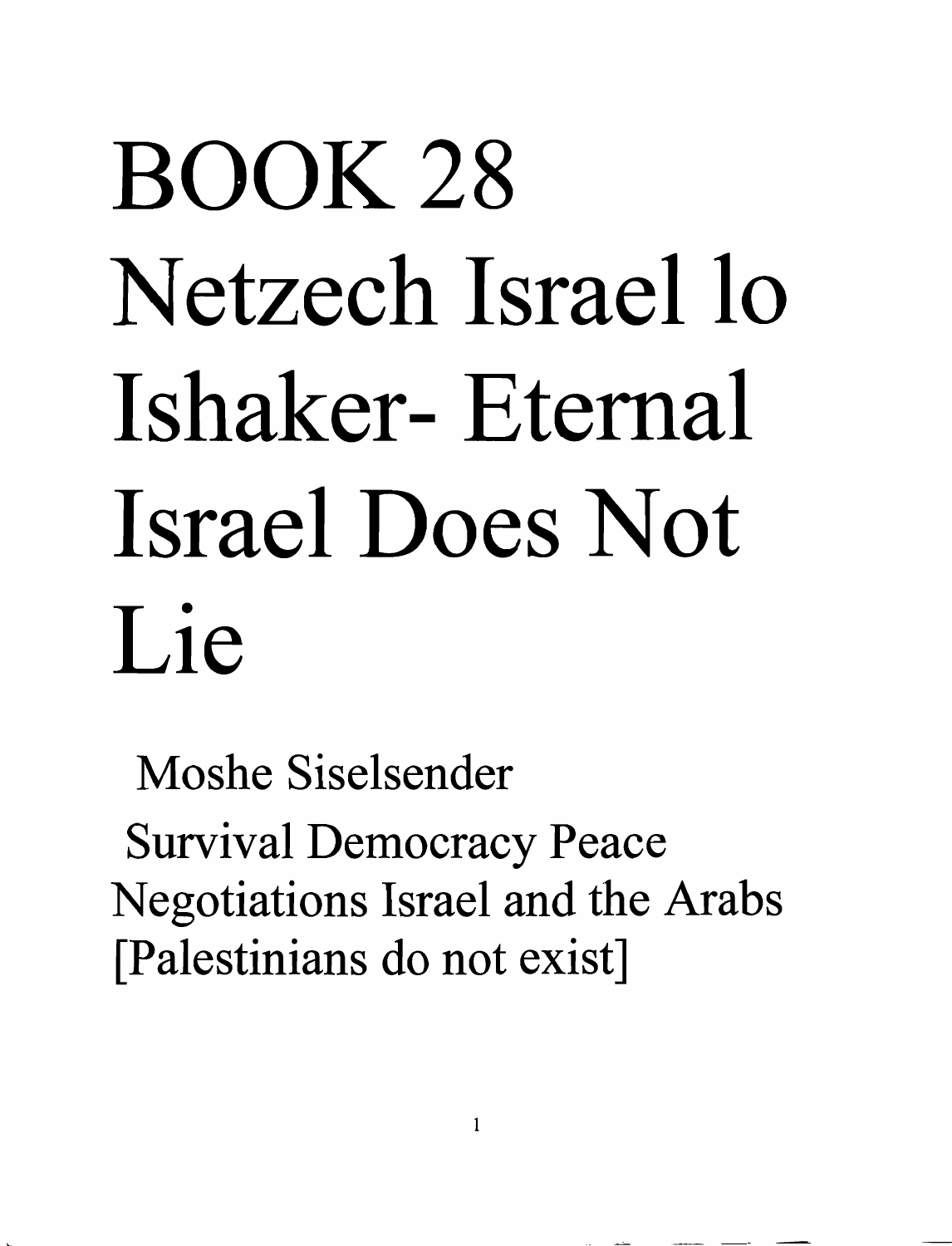# BOOK 28 Netzech Israel lo Ishaker- Eternal Israel Does Not Lie

Moshe Siselsender

Survival Democracy Peace Negotiations Israel and the Arabs [Palestinians do not exist]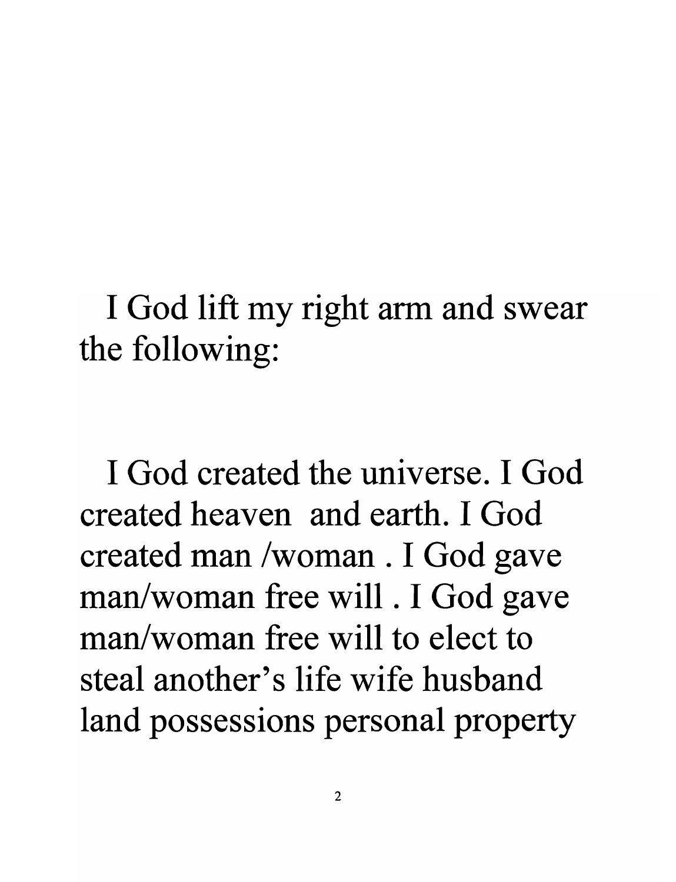I God lift my right arm and swear the following:

I God created the universe. I God created heaven  and earth. I God created man /woman . I God gave man/woman free will . I God gave man/woman free will to elect to steal another's life wife husband land possessions personal property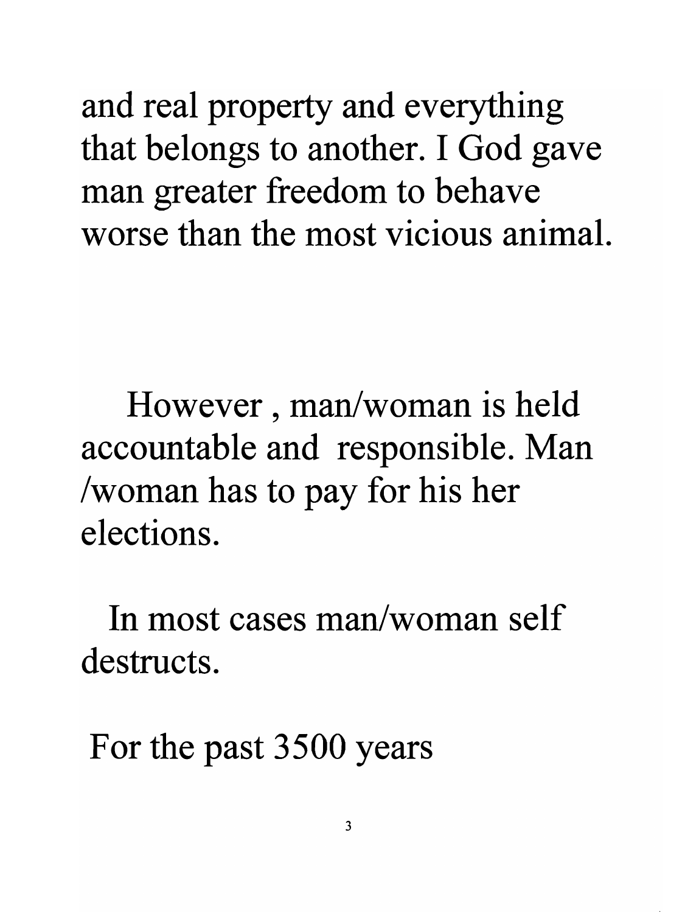and real property and everything that belongs to another. I God gave man greater freedom to behave worse than the most vicious animal.

However , man/woman is held accountable and responsible. Man /woman has to pay for his her elections.

In most cases man/woman self destructs.

For the past 3500 years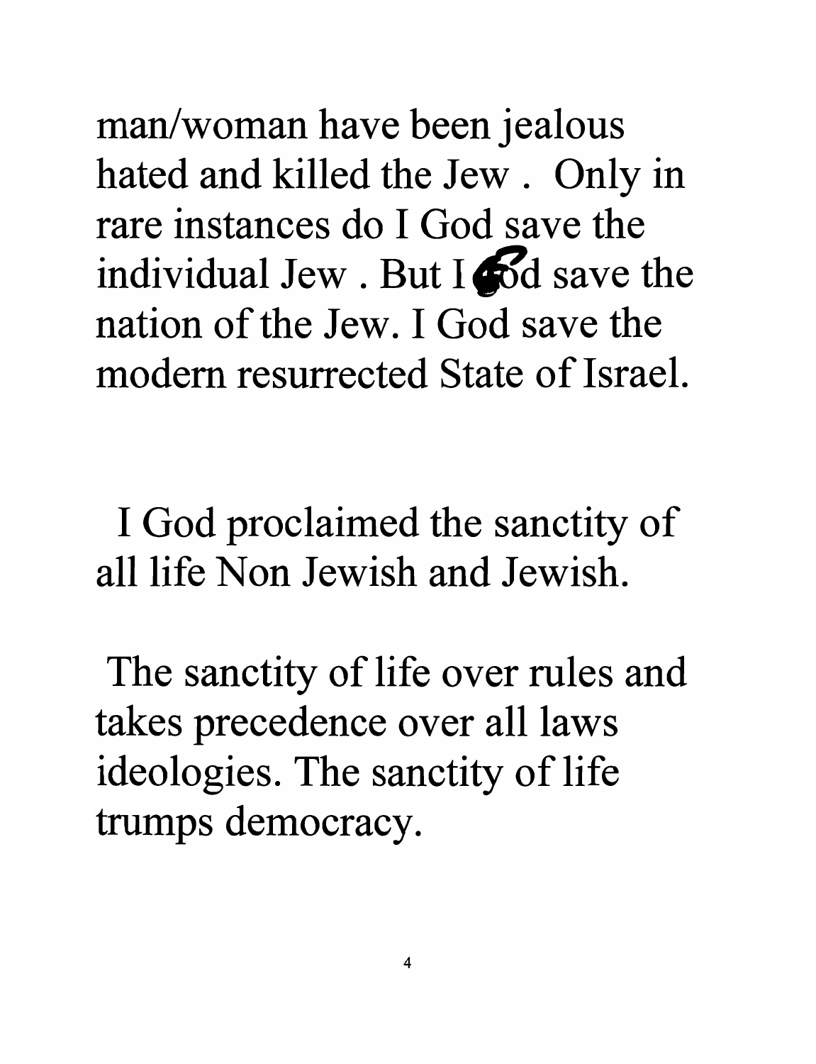man/woman have been jealous hated and killed the Jew . Only in rare instances do I God save the individual Jew . But I God save the nation of the Jew. I God save the modern resurrected State of Israel.

I God proclaimed the sanctity of all life Non Jewish and Jewish.

The sanctity of life over rules and takes precedence over all laws ideologies. The sanctity of life trumps democracy.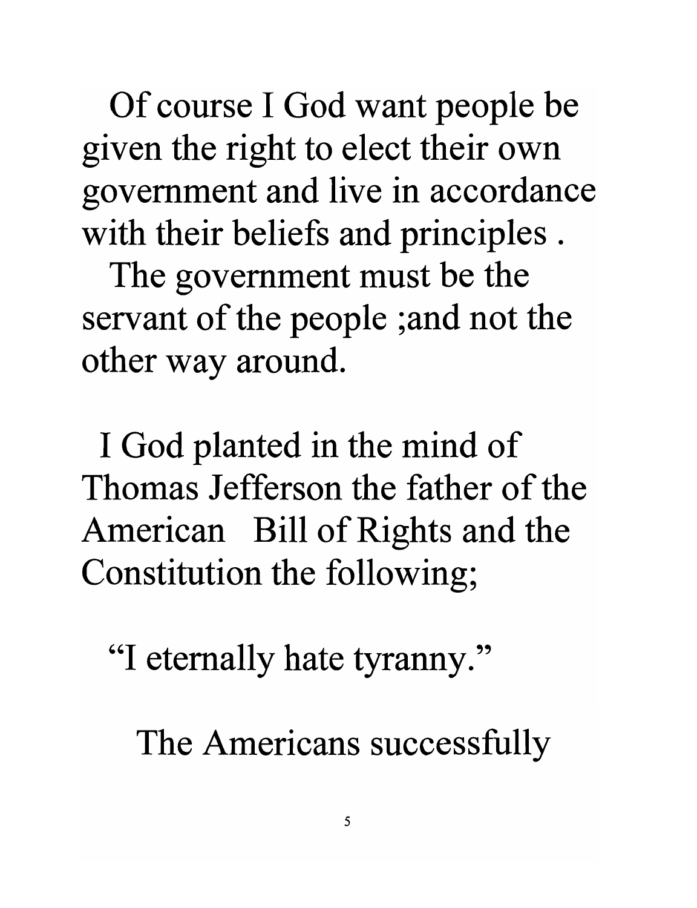Of course I God want people be given the right to elect their own government and live in accordance with their beliefs and principles .

The government must be the servant of the people ;and not the other way around.

I God planted in the mind of Thomas Jefferson the father of the American Bill of Rights and the Constitution the following;

"I eternally hate tyranny."

The Americans successfully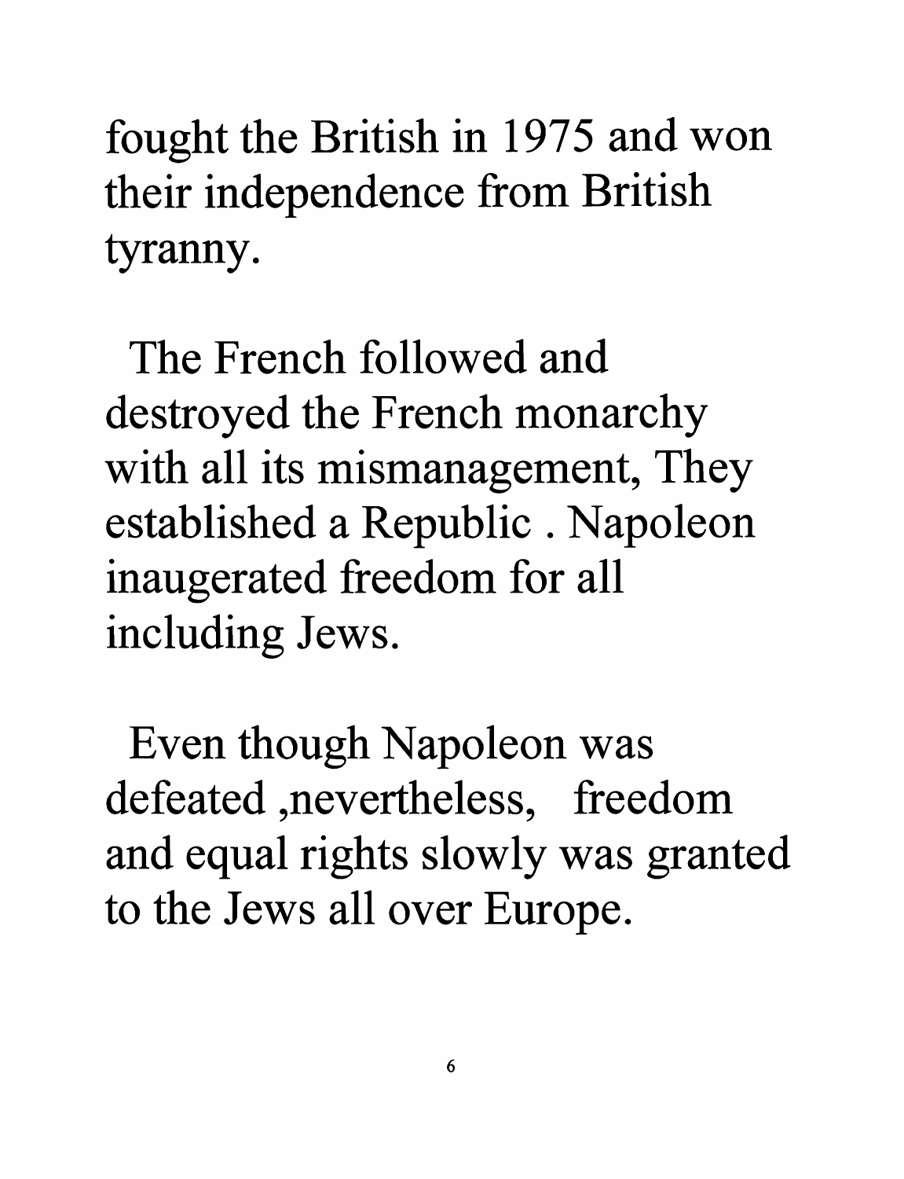fought the British in 1975 and won their independence from British tyranny.

The French followed and destroyed the French monarchy with all its mismanagement, They established a Republic . Napoleon inaugerated freedom for all including Jews.

Even though Napoleon was defeated ,nevertheless, freedom and equal rights slowly was granted to the Jews all over Europe.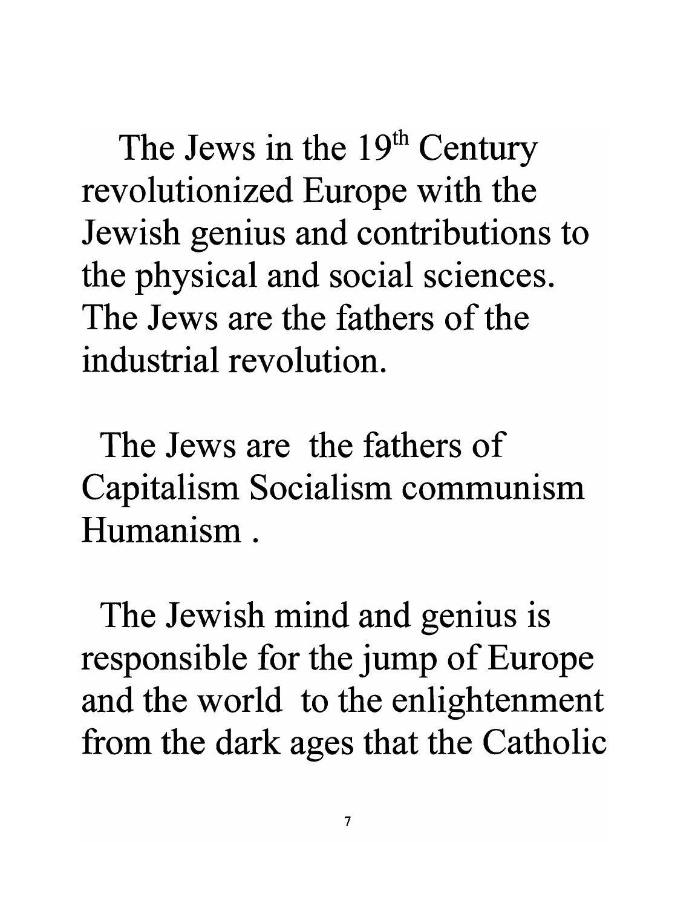The Jews in the 19th Century revolutionized Europe with the Jewish genius and contributions to the physical and social sciences. The Jews are the fathers of the industrial revolution.

The Jews are the fathers of Capitalism Socialism communism Humanism .

The Jewish mind and genius is responsible for the jump of Europe and the world to the enlightenment from the dark ages that the Catholic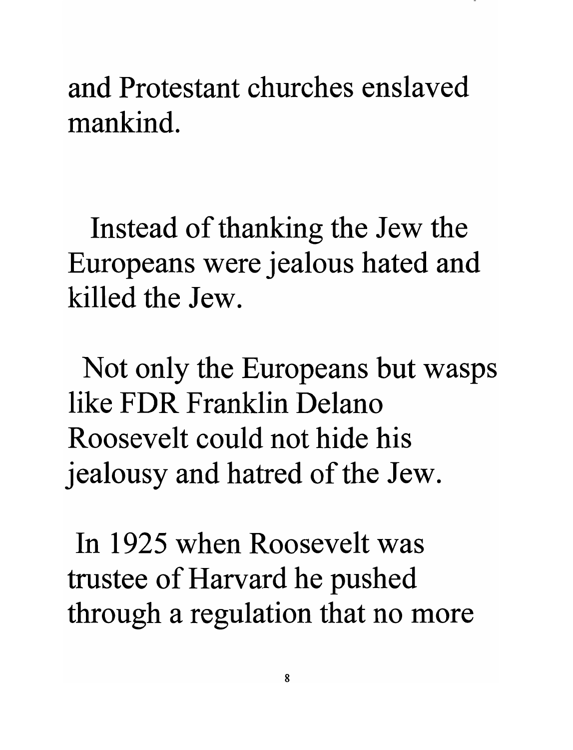and Protestant churches enslaved mankind.

Instead of thanking the Jew the Europeans were jealous hated and killed the Jew.

Not only the Europeans but wasps like FDR Franklin Delano Roosevelt could not hide his jealousy and hatred of the Jew.

In 1925 when Roosevelt was trustee of Harvard he pushed through a regulation that no more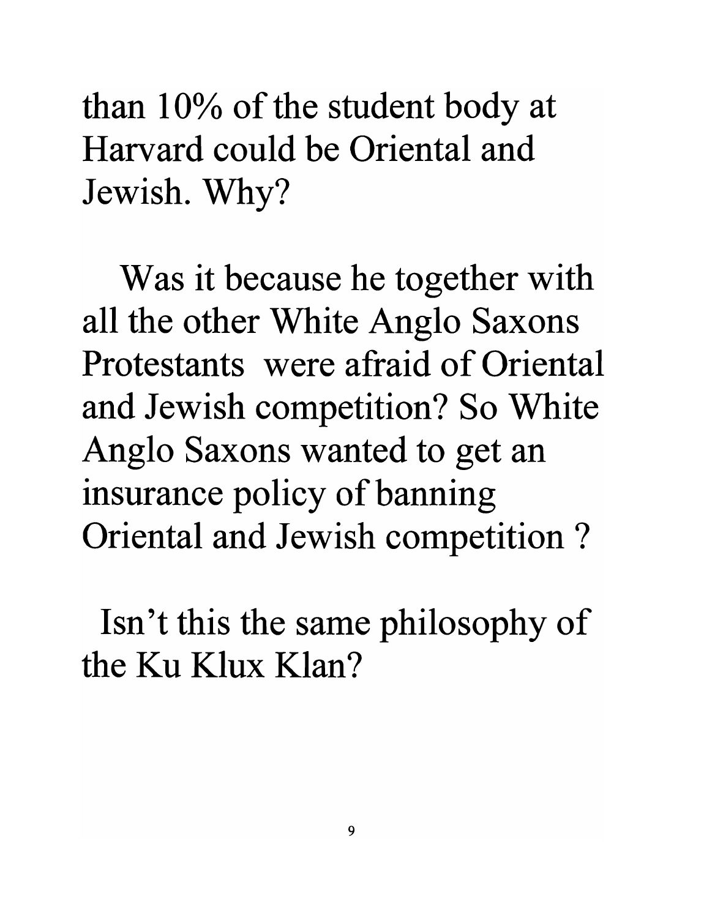than 10% of the student body at Harvard could be Oriental and Jewish. Why?

Was it because he together with all the other White Anglo Saxons Protestants were afraid of Oriental and Jewish competition? So White Anglo Saxons wanted to get an insurance policy of banning Oriental and Jewish competition ?

Isn't this the same philosophy of the Ku Klux Klan?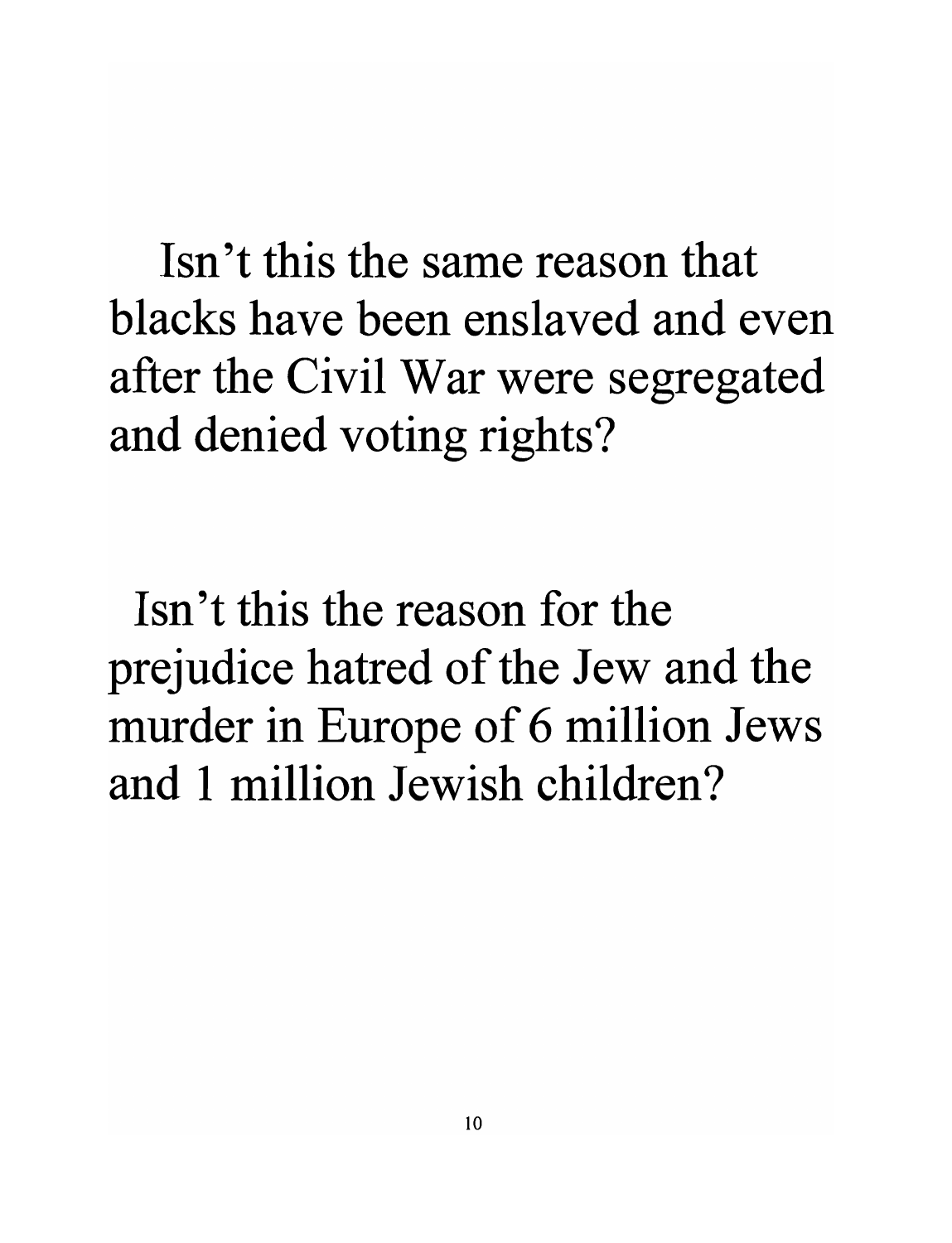Isn't this the same reason that blacks have been enslaved and even after the Civil War were segregated and denied voting rights?

Isn't this the reason for the prejudice hatred of the Jew and the murder in Europe of 6 million Jews and 1 million Jewish children?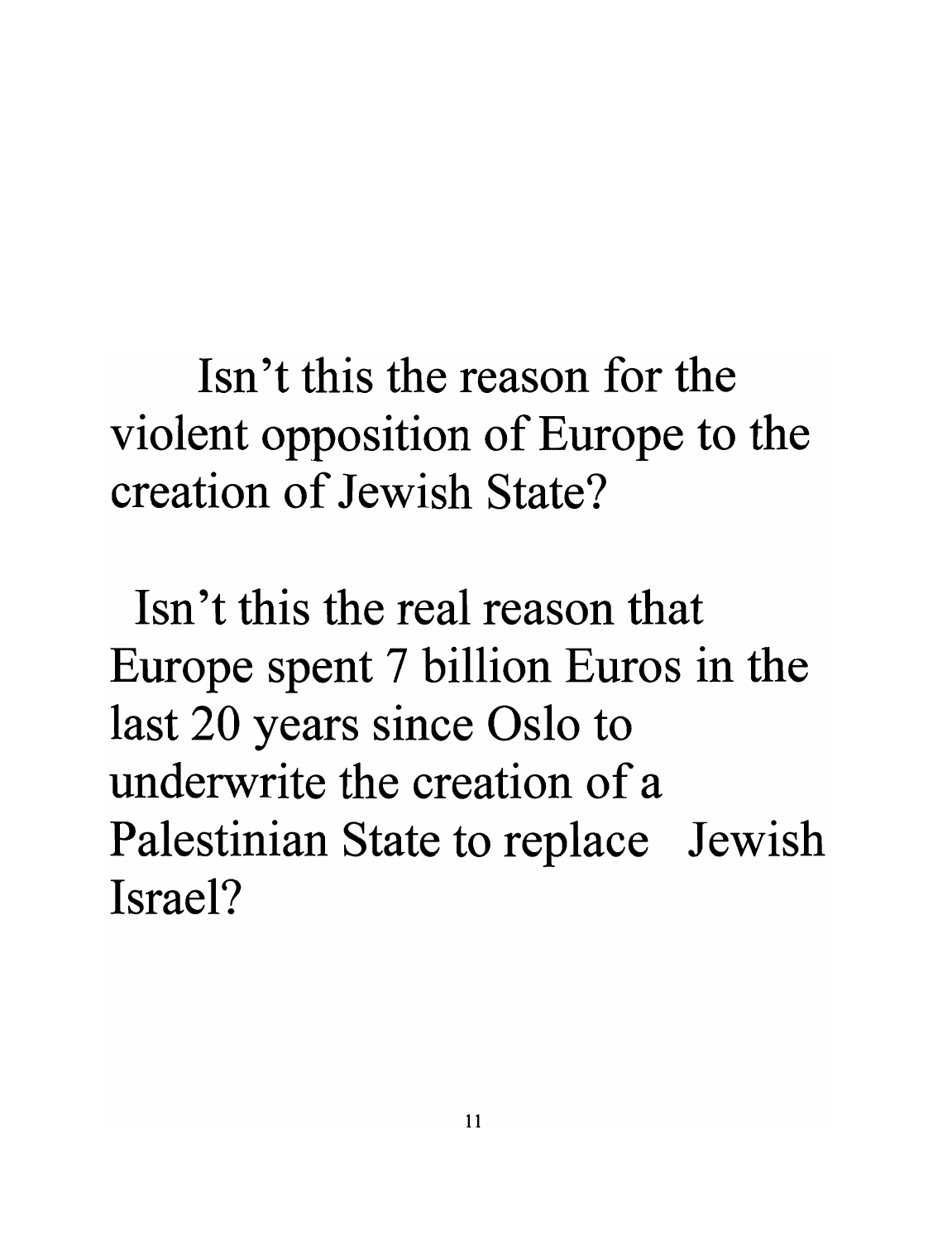Isn't this the reason for the violent opposition of Europe to the creation of Jewish State?

Isn't this the real reason that Europe spent 7 billion Euros in the last 20 years since Oslo to underwrite the creation of a Palestinian State to replace Jewish Israel?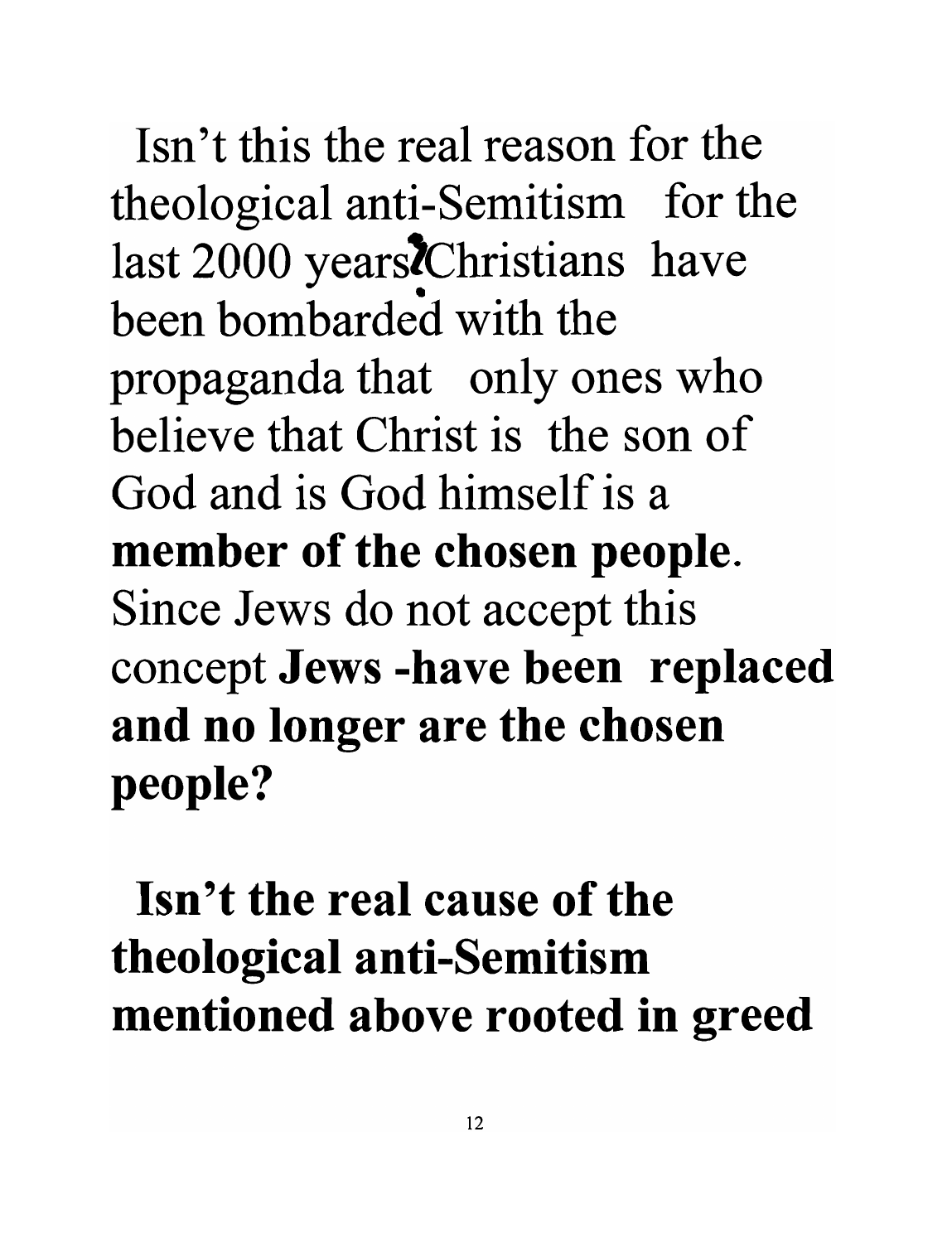Isn't this the real reason for the theological anti-Semitism for the last 2000 years? Christians have been bombarded with the propaganda that only ones who believe that Christ is the son of God and is God himself is a **member of the chosen people**. Since Jews do not accept this concept **Jews -have been replaced and no longer are the chosen people?**

**Isn't the real cause of the theological anti-Semitism mentioned above rooted in greed**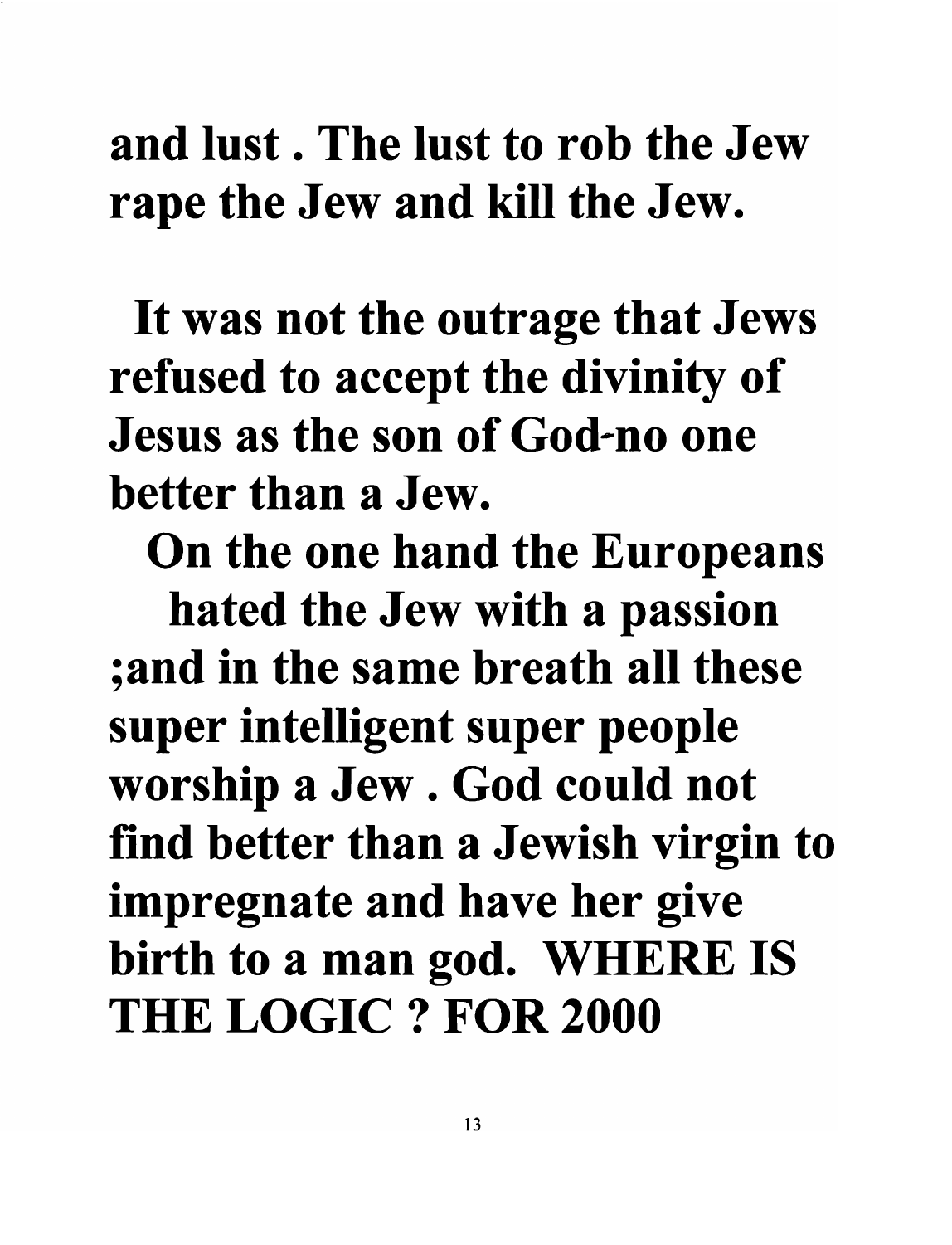**and lust . The lust to rob the Jew rape the Jew and kill the Jew.**

**It was not the outrage that Jews refused to accept the divinity of Jesus as the son of God-no one better than a Jew.**

**On the one hand the Europeans hated the Jew with a passion ;and in the same breath all these super intelligent super people worship a Jew . God could not find better than a Jewish virgin to impregnate and have her give birth to a man god. WHERE IS THE LOGIC ? FOR 2000**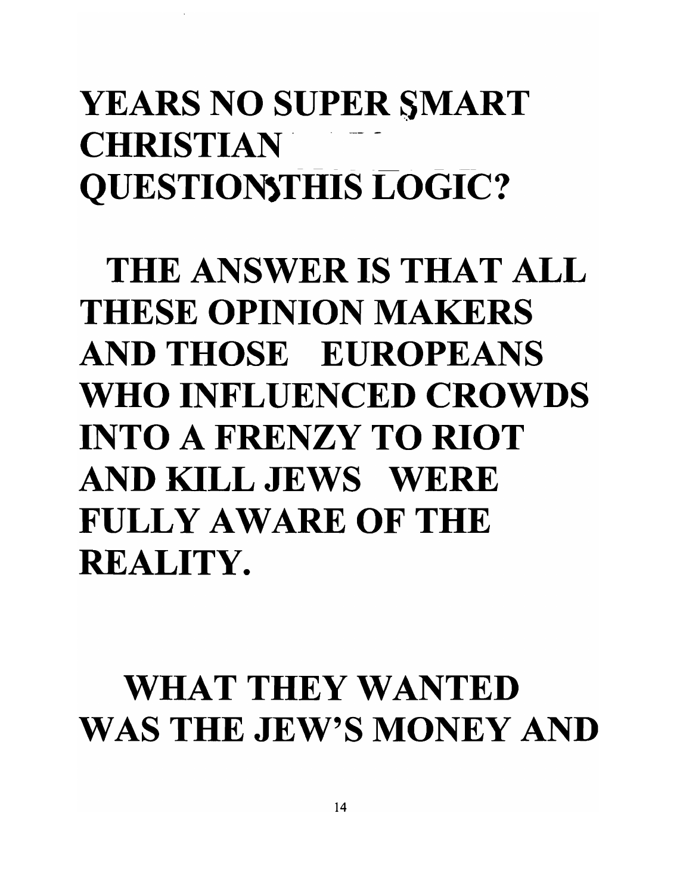**YEARS NO SUPER SMART CHRISTIAN QUESTIONS THIS LOGIC?**

**THE ANSWER IS THAT ALL THESE OPINION MAKERS AND THOSE EUROPEANS WHO INFLUENCED CROWDS INTO A FRENZY TO RIOT AND KILL JEWS WERE FULLY AWARE OF THE REALITY.**

**WHAT THEY WANTED WAS THE JEW'S MONEY AND**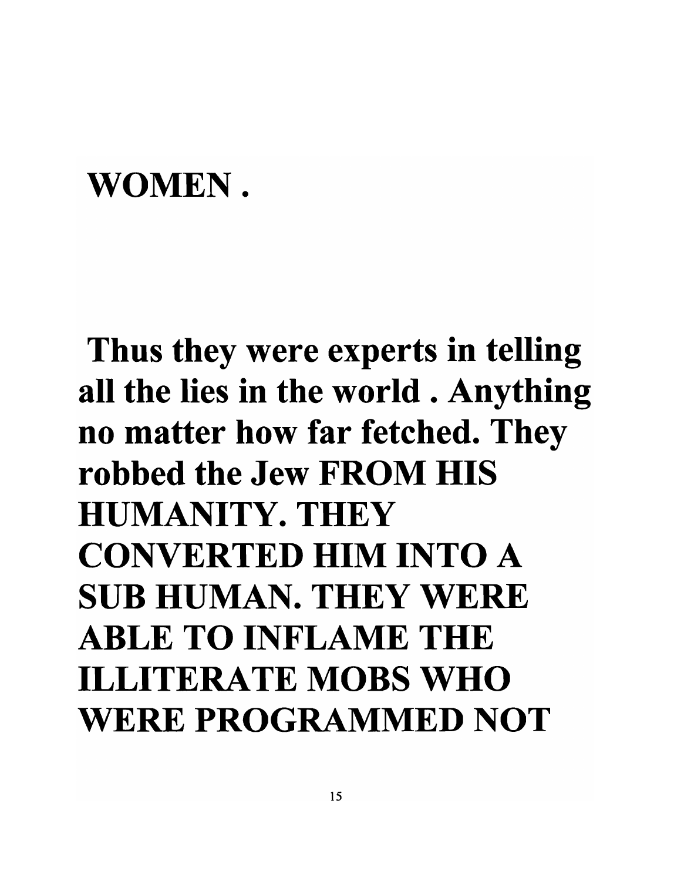**WOMEN .**

**Thus they were experts in telling all the lies in the world . Anything no matter how far fetched. They robbed the Jew FROM HIS HUMANITY. THEY CONVERTED HIM INTO A SUB HUMAN. THEY WERE ABLE TO INFLAME THE ILLITERATE MOBS WHO WERE PROGRAMMED NOT**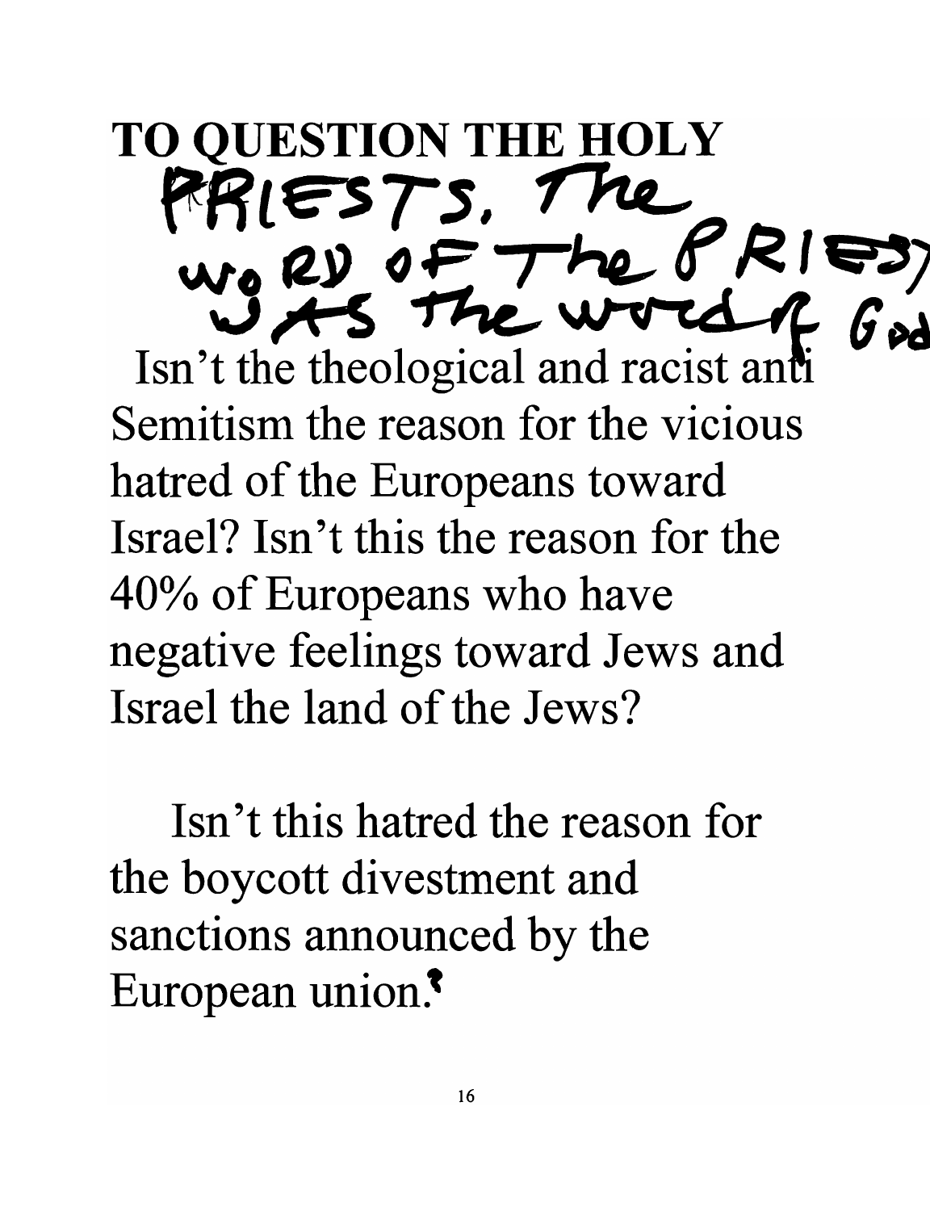# TO QUESTION THE HOLY

PRIESTS. The WORD OF The PRIEST WAS The word of God

Isn't the theological and racist anti Semitism the reason for the vicious hatred of the Europeans toward Israel? Isn't this the reason for the 40% of Europeans who have negative feelings toward Jews and Israel the land of the Jews?

Isn't this hatred the reason for the boycott divestment and sanctions announced by the European union?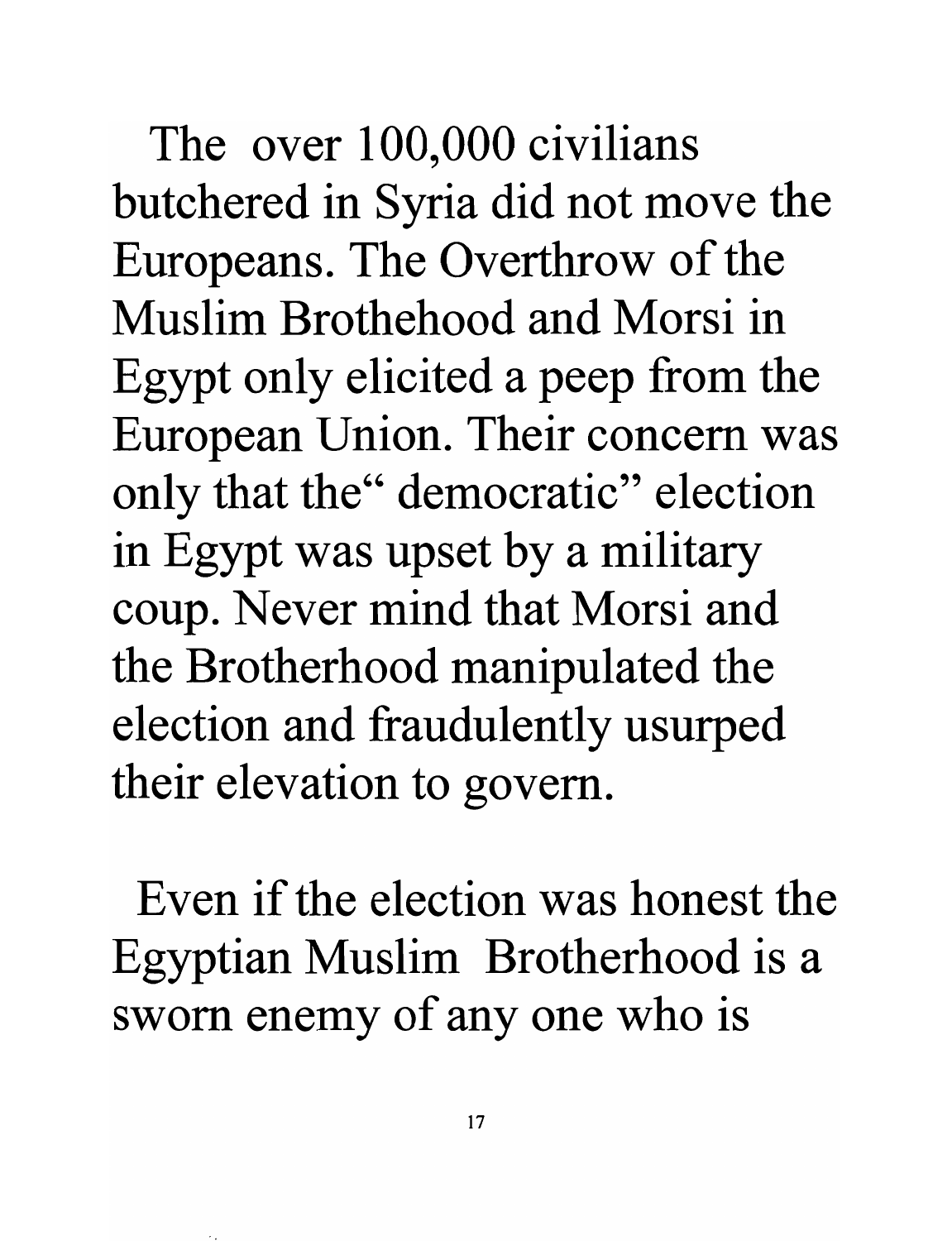The over 100,000 civilians butchered in Syria did not move the Europeans. The Overthrow of the Muslim Brothehood and Morsi in Egypt only elicited a peep from the European Union. Their concern was only that the" democratic" election in Egypt was upset by a military coup. Never mind that Morsi and the Brotherhood manipulated the election and fraudulently usurped their elevation to govern.

Even if the election was honest the Egyptian Muslim Brotherhood is a sworn enemy of any one who is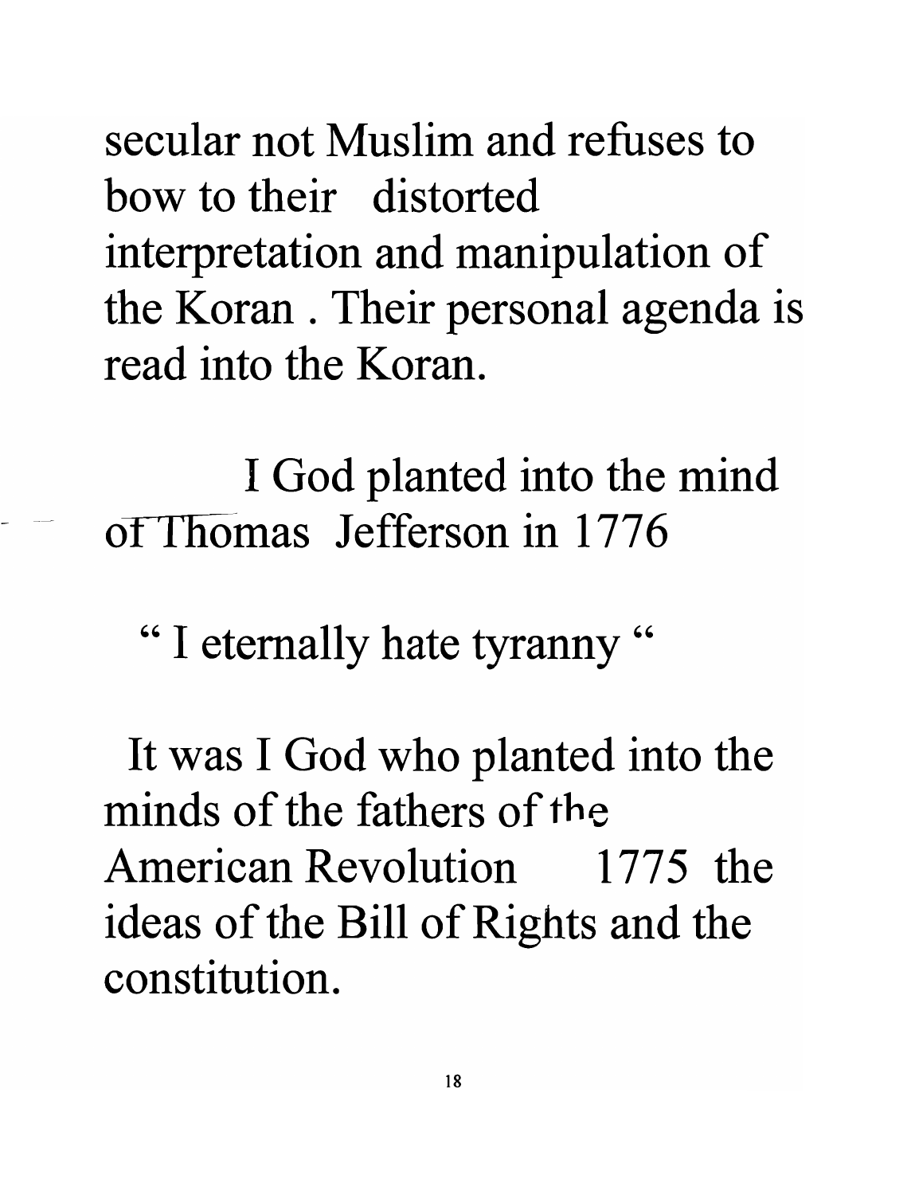secular not Muslim and refuses to bow to their distorted interpretation and manipulation of the Koran . Their personal agenda is read into the Koran.

I God planted into the mind of Thomas Jefferson in 1776

" I eternally hate tyranny "

It was I God who planted into the minds of the fathers of the American Revolution 1775 the ideas of the Bill of Rights and the constitution.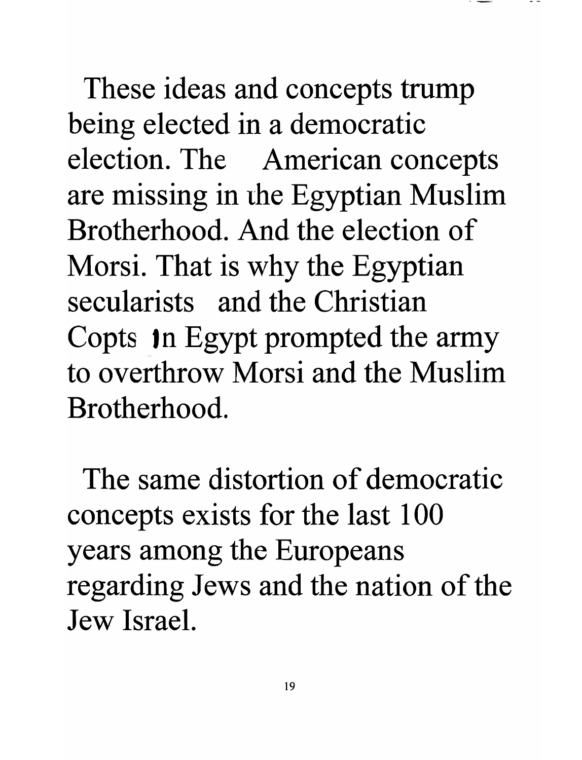These ideas and concepts trump being elected in a democratic election. The American concepts are missing in the Egyptian Muslim Brotherhood. And the election of Morsi. That is why the Egyptian secularists and the Christian Copts in Egypt prompted the army to overthrow Morsi and the Muslim Brotherhood.

The same distortion of democratic concepts exists for the last 100 years among the Europeans regarding Jews and the nation of the Jew Israel.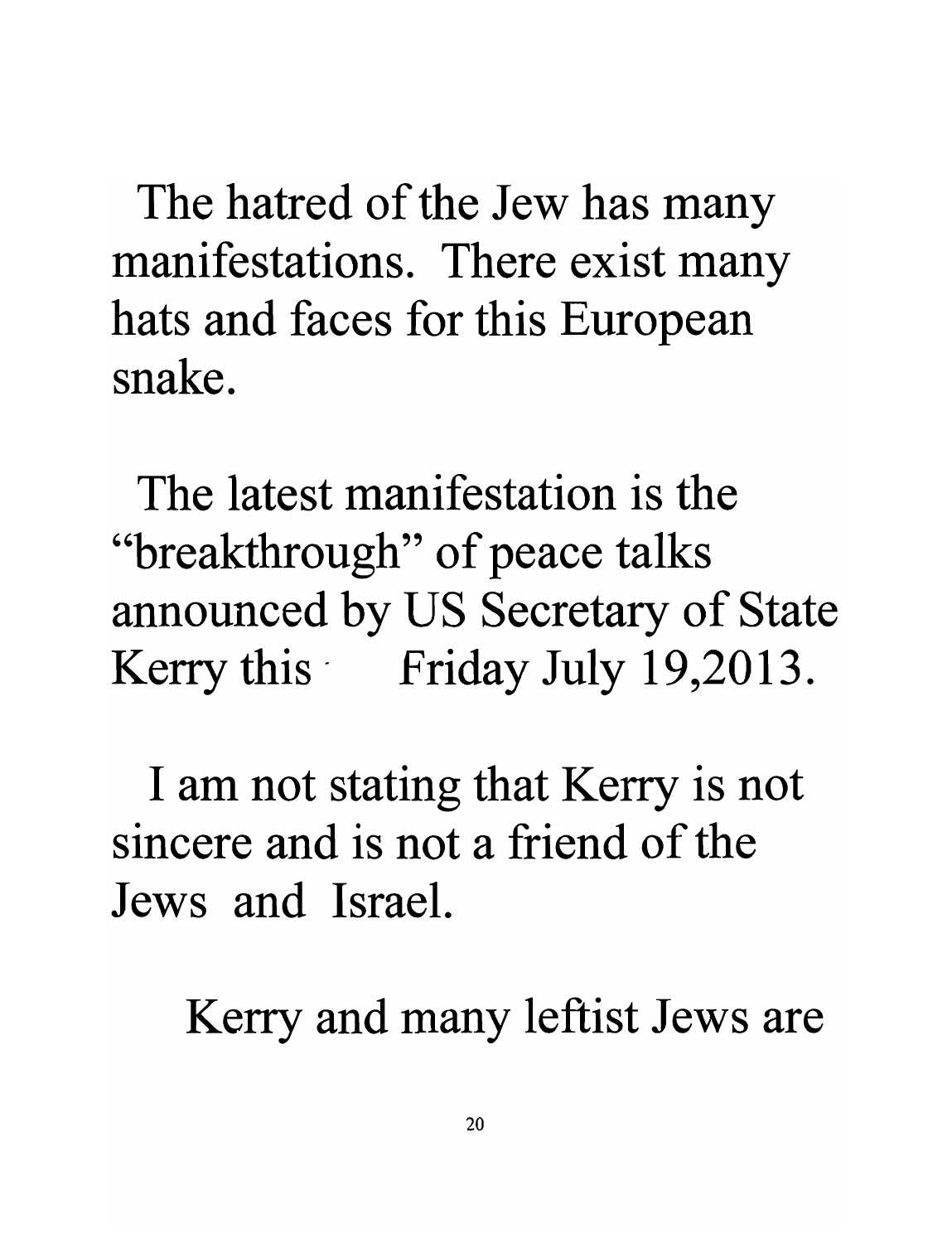The hatred of the Jew has many manifestations. There exist many hats and faces for this European snake.

The latest manifestation is the "breakthrough" of peace talks announced by US Secretary of State Kerry this Friday July 19,2013.

I am not stating that Kerry is not sincere and is not a friend of the Jews and Israel.

Kerry and many leftist Jews are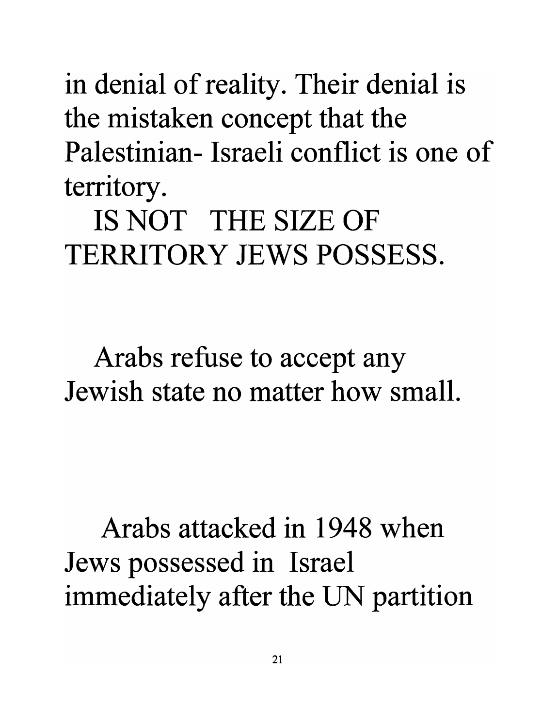in denial of reality. Their denial is the mistaken concept that the Palestinian- Israeli conflict is one of territory.

IS NOT THE SIZE OF TERRITORY JEWS POSSESS.

Arabs refuse to accept any Jewish state no matter how small.

Arabs attacked in 1948 when Jews possessed in Israel immediately after the UN partition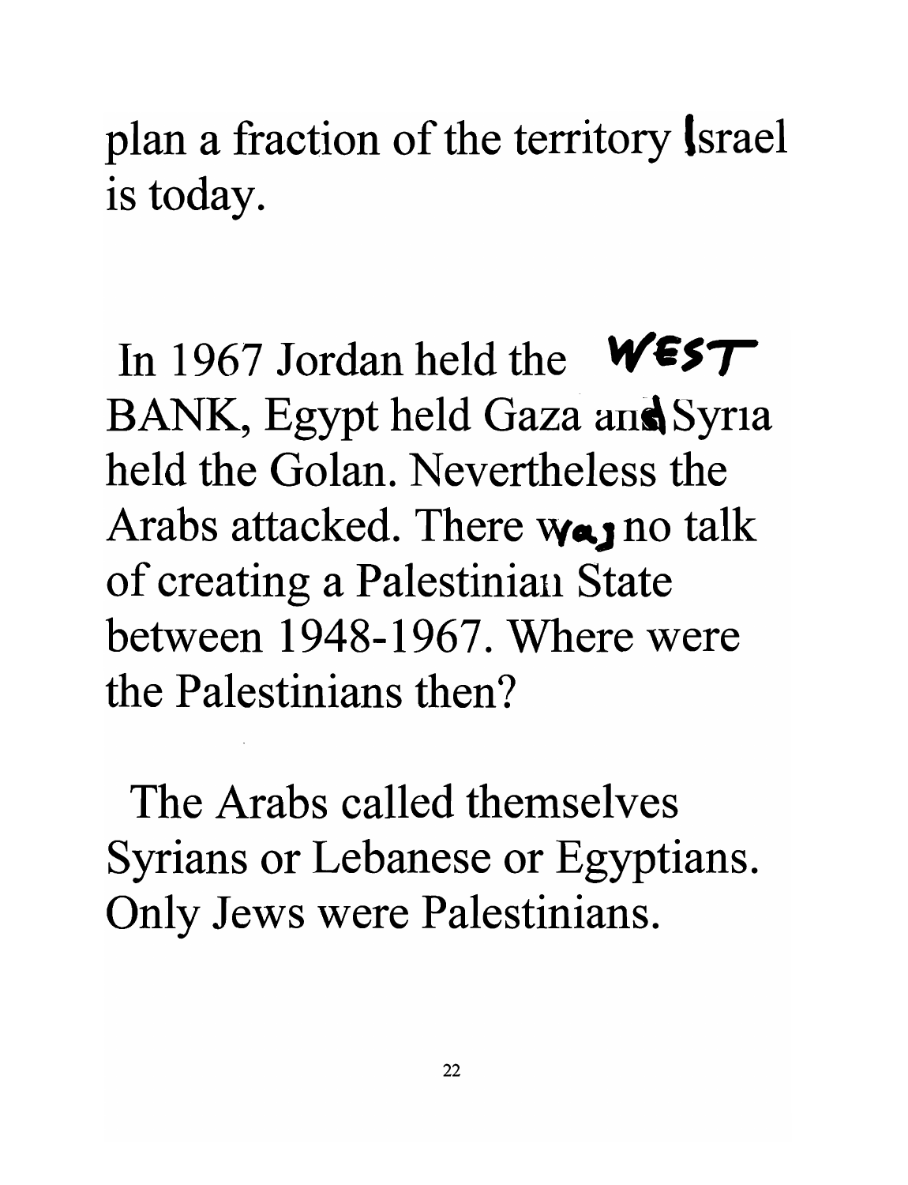plan a fraction of the territory Israel is today.

In 1967 Jordan held the WEST BANK, Egypt held Gaza and Syria held the Golan. Nevertheless the Arabs attacked. There was no talk of creating a Palestinian State between 1948-1967. Where were the Palestinians then?

The Arabs called themselves Syrians or Lebanese or Egyptians. Only Jews were Palestinians.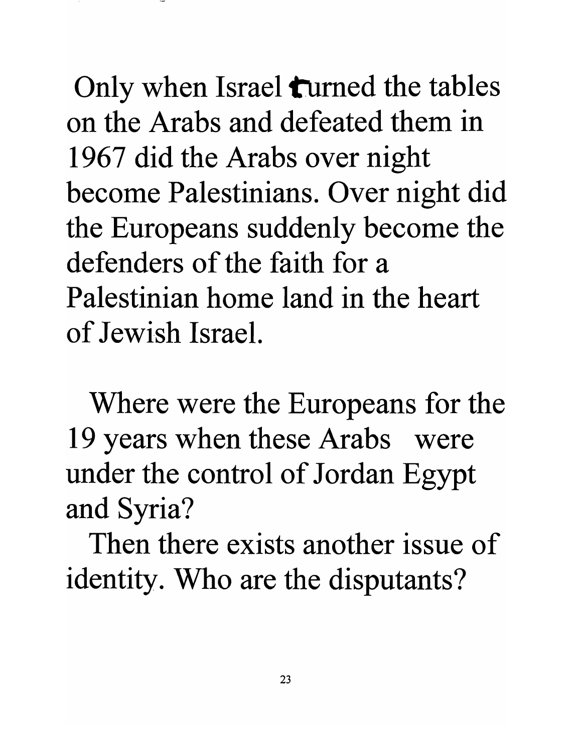Only when Israel turned the tables on the Arabs and defeated them in 1967 did the Arabs over night become Palestinians. Over night did the Europeans suddenly become the defenders of the faith for a Palestinian home land in the heart of Jewish Israel.

Where were the Europeans for the 19 years when these Arabs were under the control of Jordan Egypt and Syria?

Then there exists another issue of identity. Who are the disputants?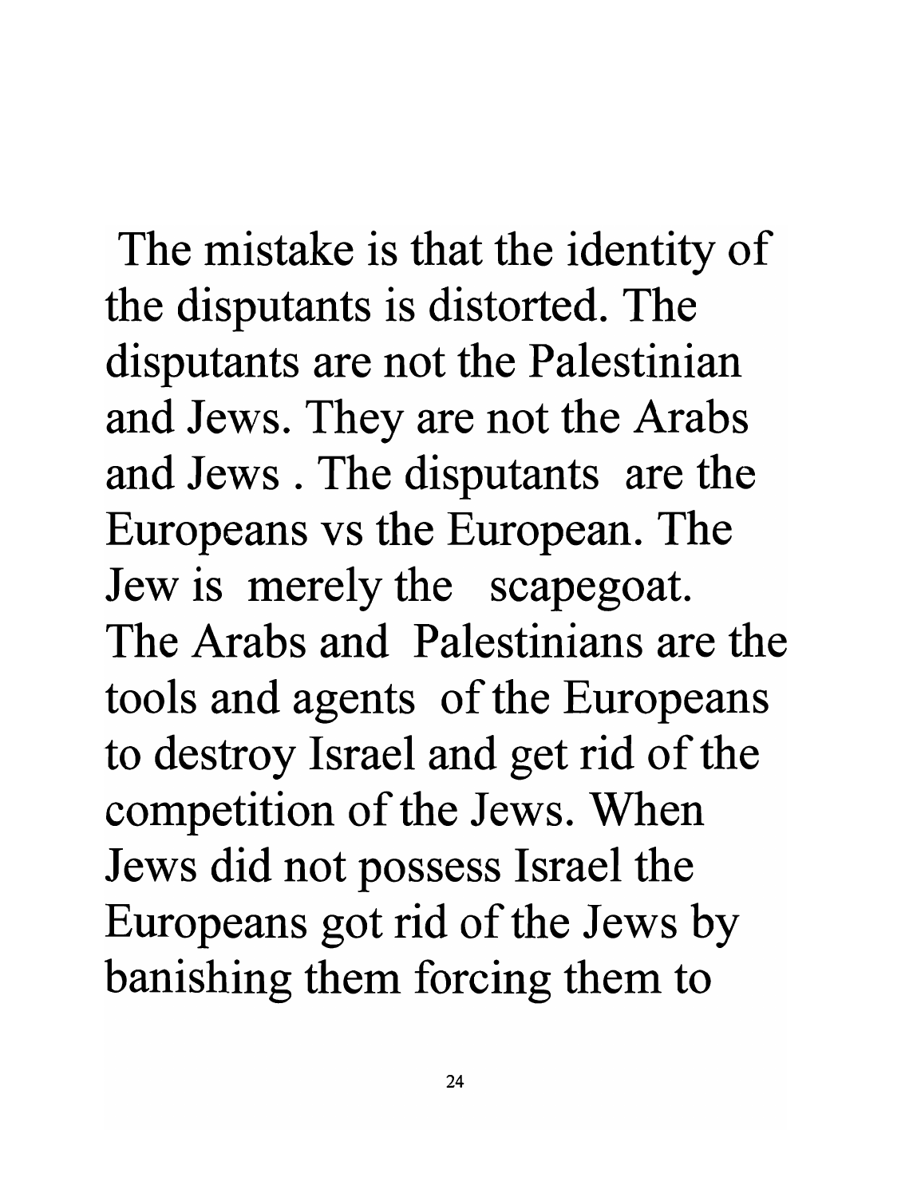The mistake is that the identity of the disputants is distorted. The disputants are not the Palestinian and Jews. They are not the Arabs and Jews . The disputants are the Europeans vs the European. The Jew is merely the scapegoat. The Arabs and Palestinians are the tools and agents of the Europeans to destroy Israel and get rid of the competition of the Jews. When Jews did not possess Israel the Europeans got rid of the Jews by banishing them forcing them to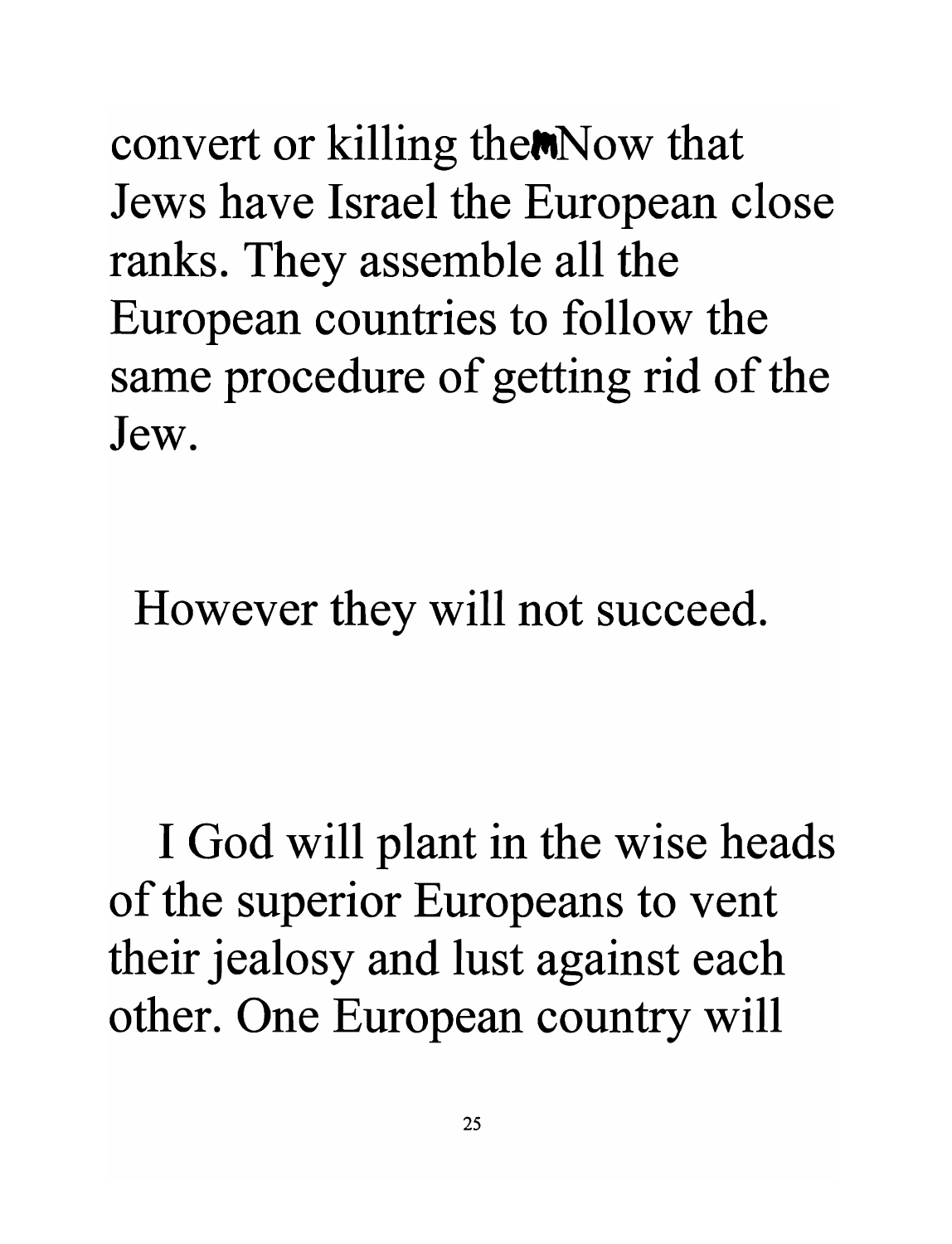convert or killing them Now that Jews have Israel the European close ranks. They assemble all the European countries to follow the same procedure of getting rid of the Jew.

However they will not succeed.

I God will plant in the wise heads of the superior Europeans to vent their jealosy and lust against each other. One European country will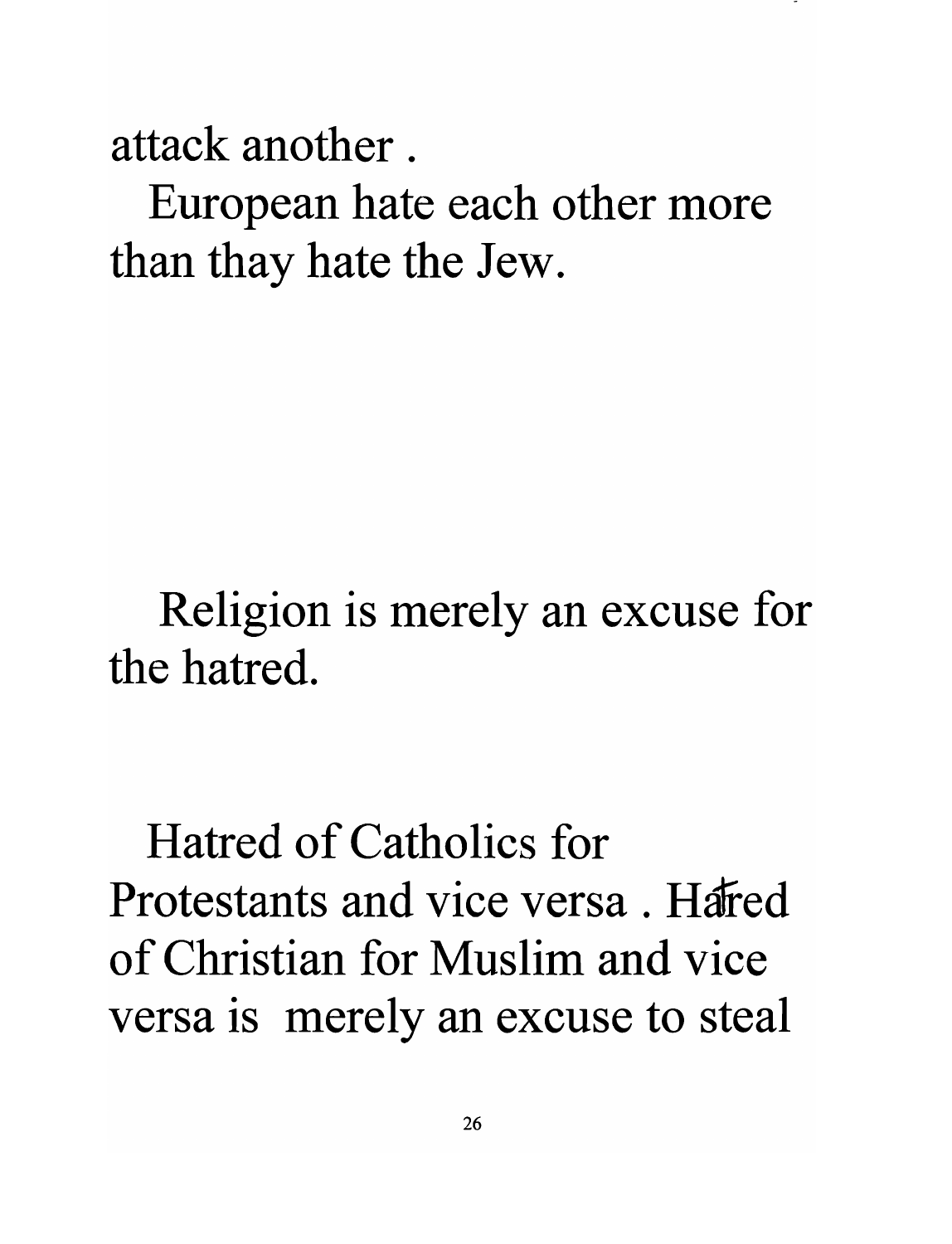attack another .

European hate each other more than thay hate the Jew.

Religion is merely an excuse for the hatred.

Hatred of Catholics for Protestants and vice versa . Hatred of Christian for Muslim and vice versa is merely an excuse to steal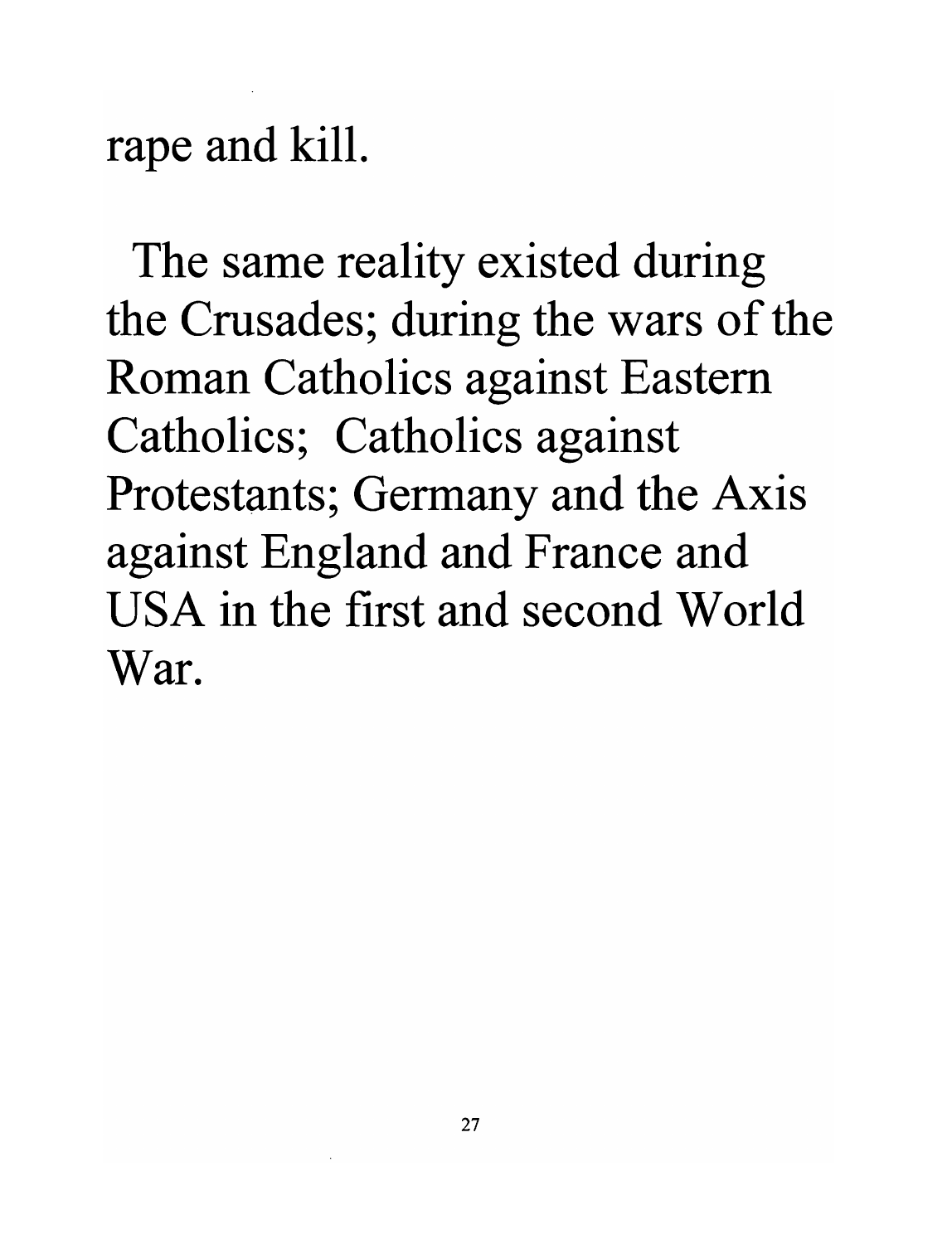rape and kill.

The same reality existed during the Crusades; during the wars of the Roman Catholics against Eastern Catholics; Catholics against Protestants; Germany and the Axis against England and France and USA in the first and second World War.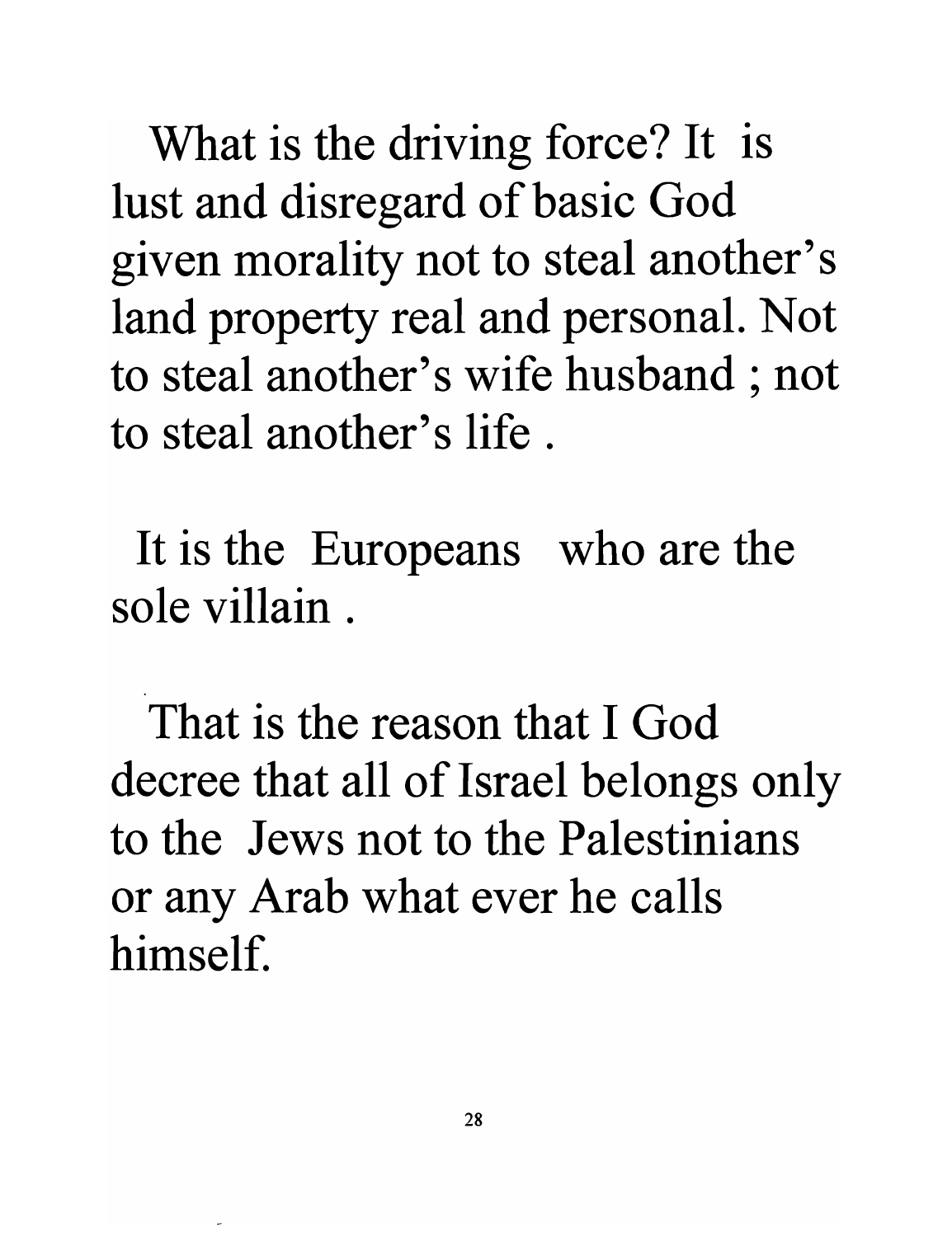What is the driving force? It is lust and disregard of basic God given morality not to steal another's land property real and personal. Not to steal another's wife husband ; not to steal another's life .

It is the Europeans who are the sole villain .

That is the reason that I God decree that all of Israel belongs only to the Jews not to the Palestinians or any Arab what ever he calls himself.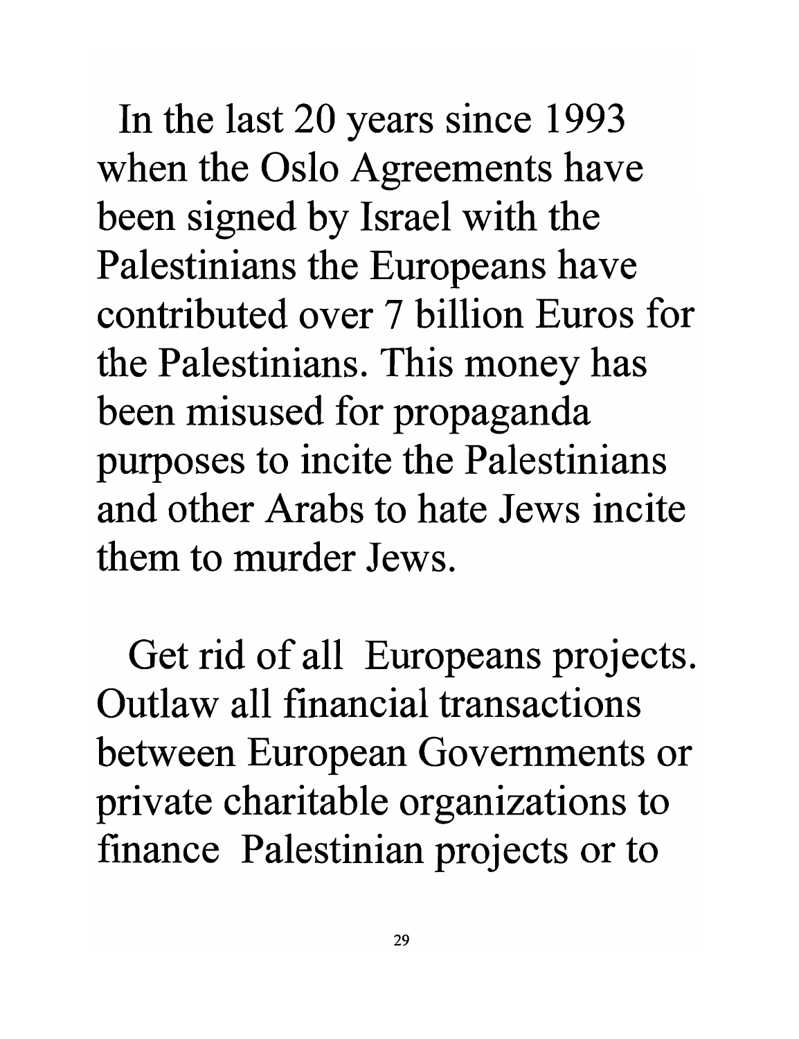In the last 20 years since 1993 when the Oslo Agreements have been signed by Israel with the Palestinians the Europeans have contributed over 7 billion Euros for the Palestinians. This money has been misused for propaganda purposes to incite the Palestinians and other Arabs to hate Jews incite them to murder Jews.

Get rid of all Europeans projects. Outlaw all financial transactions between European Governments or private charitable organizations to finance Palestinian projects or to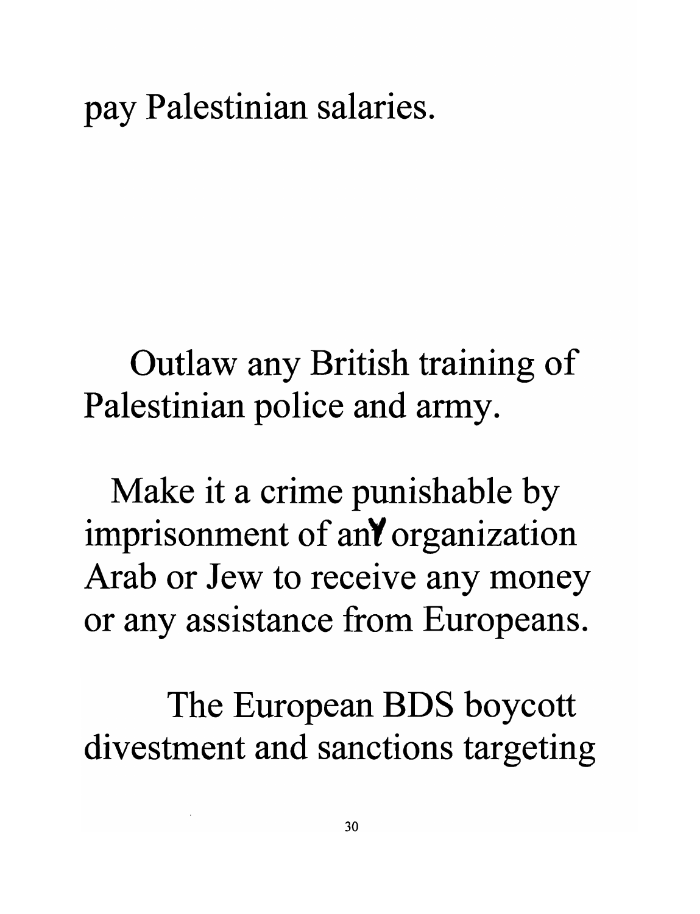pay Palestinian salaries.

Outlaw any British training of Palestinian police and army.

Make it a crime punishable by imprisonment of any organization Arab or Jew to receive any money or any assistance from Europeans.

The European BDS boycott divestment and sanctions targeting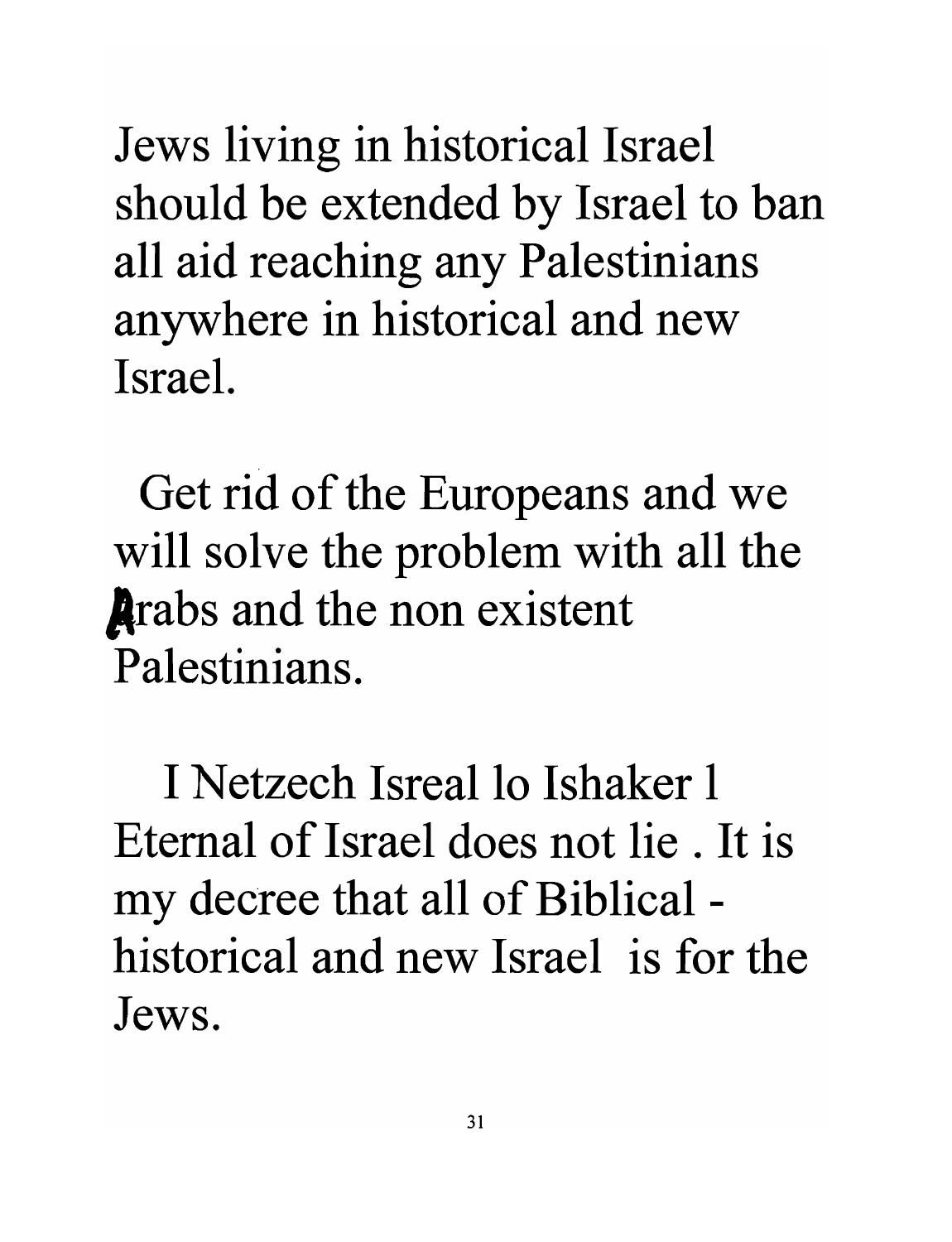Jews living in historical Israel should be extended by Israel to ban all aid reaching any Palestinians anywhere in historical and new Israel.

Get rid of the Europeans and we will solve the problem with all the Arabs and the non existent Palestinians.

I Netzech Isreal lo Ishaker l Eternal of Israel does not lie . It is my decree that all of Biblical - historical and new Israel is for the Jews.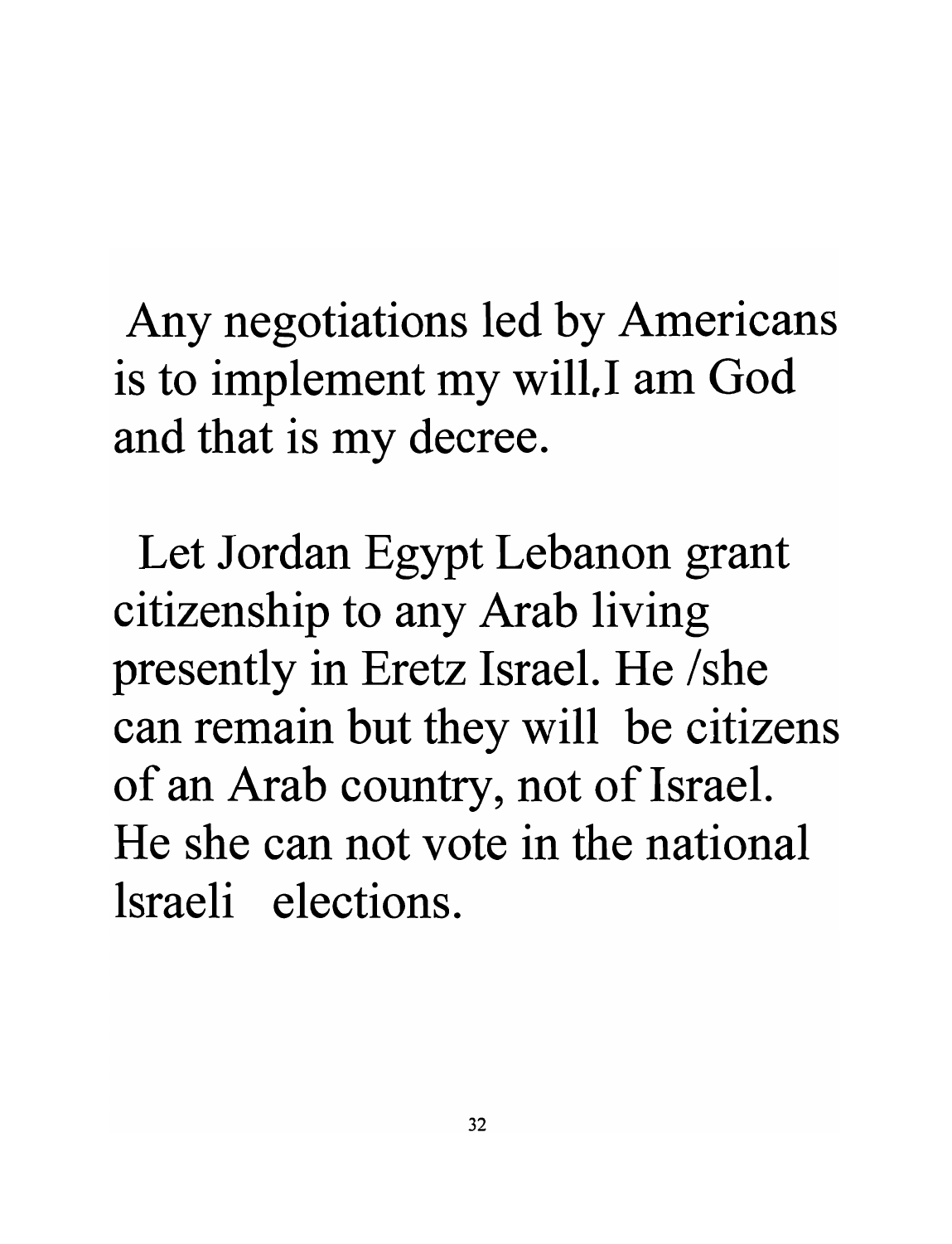Any negotiations led by Americans is to implement my will,I am God and that is my decree.

Let Jordan Egypt Lebanon grant citizenship to any Arab living presently in Eretz Israel. He /she can remain but they will be citizens of an Arab country, not of Israel. He she can not vote in the national lsraeli elections.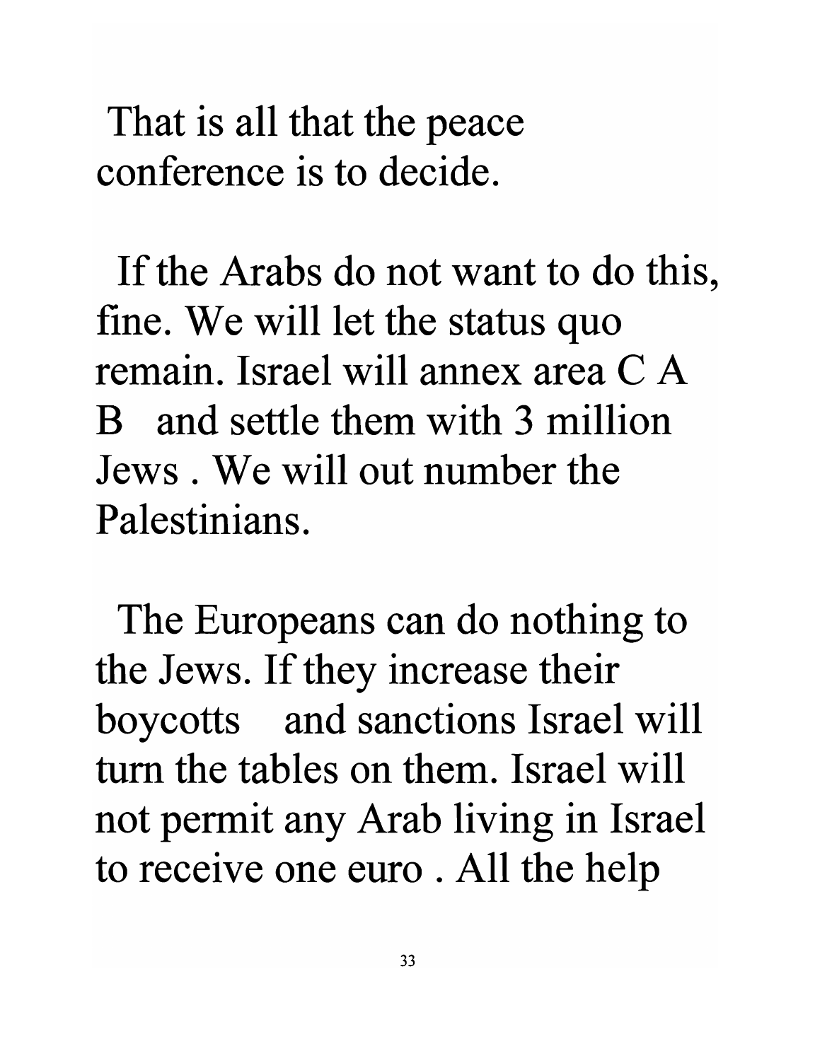That is all that the peace conference is to decide.

If the Arabs do not want to do this, fine. We will let the status quo remain. Israel will annex area C A B and settle them with 3 million Jews . We will out number the Palestinians.

The Europeans can do nothing to the Jews. If they increase their boycotts and sanctions Israel will turn the tables on them. Israel will not permit any Arab living in Israel to receive one euro . All the help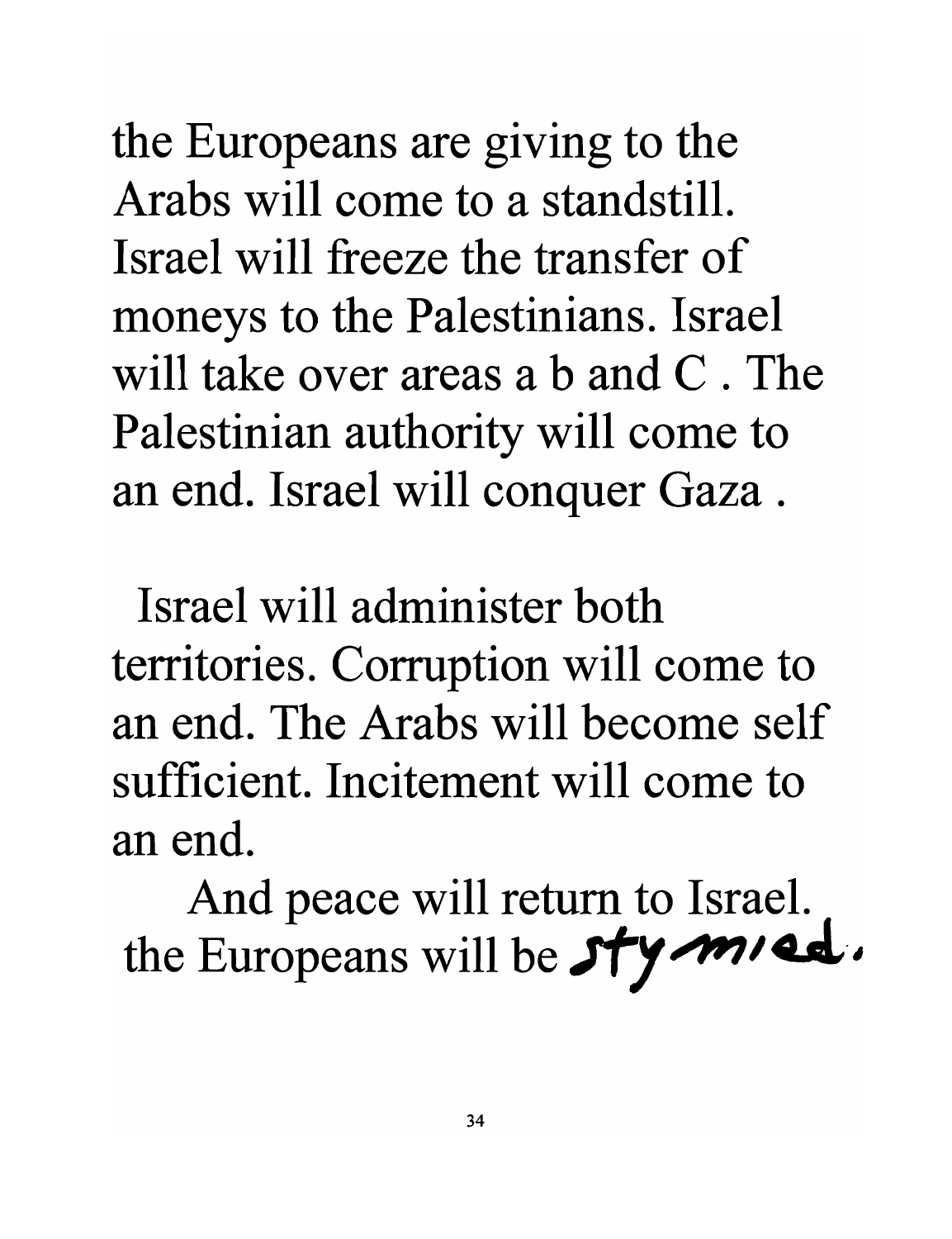the Europeans are giving to the Arabs will come to a standstill. Israel will freeze the transfer of moneys to the Palestinians. Israel will take over areas a b and C . The Palestinian authority will come to an end. Israel will conquer Gaza .

Israel will administer both territories. Corruption will come to an end. The Arabs will become self sufficient. Incitement will come to an end.

And peace will return to Israel. the Europeans will be stymied.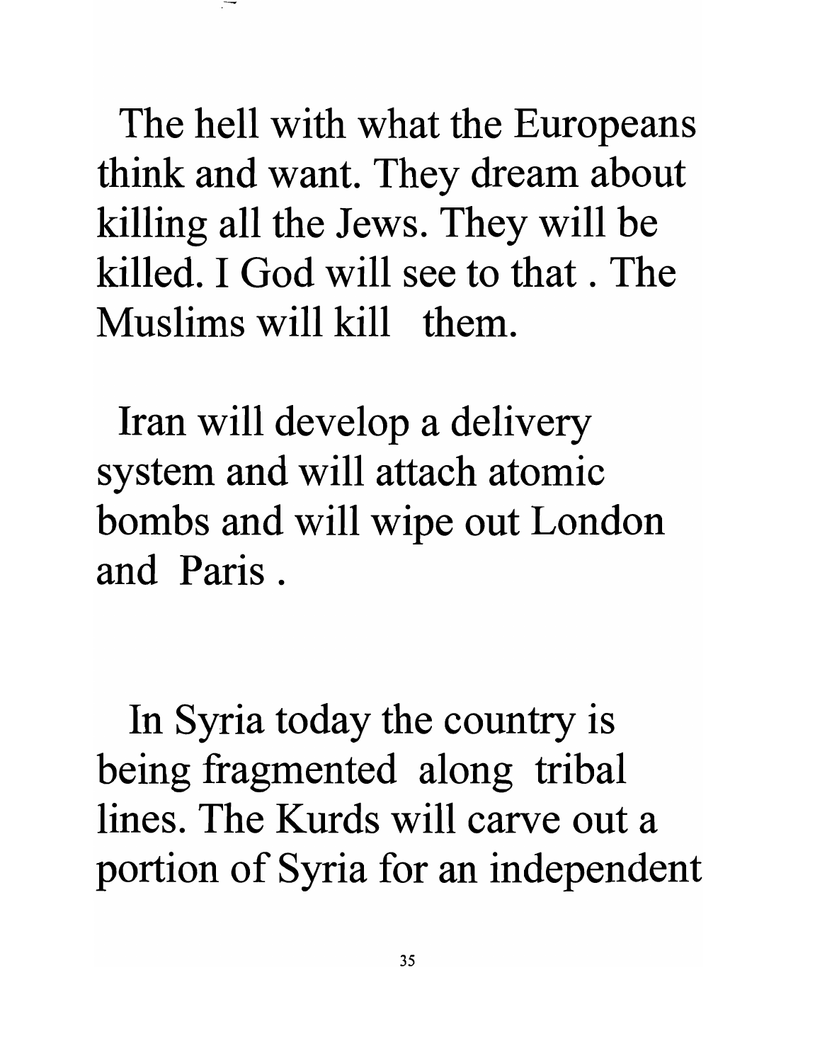The hell with what the Europeans think and want. They dream about killing all the Jews. They will be killed. I God will see to that . The Muslims will kill them.

Iran will develop a delivery system and will attach atomic bombs and will wipe out London and Paris .

In Syria today the country is being fragmented along tribal lines. The Kurds will carve out a portion of Syria for an independent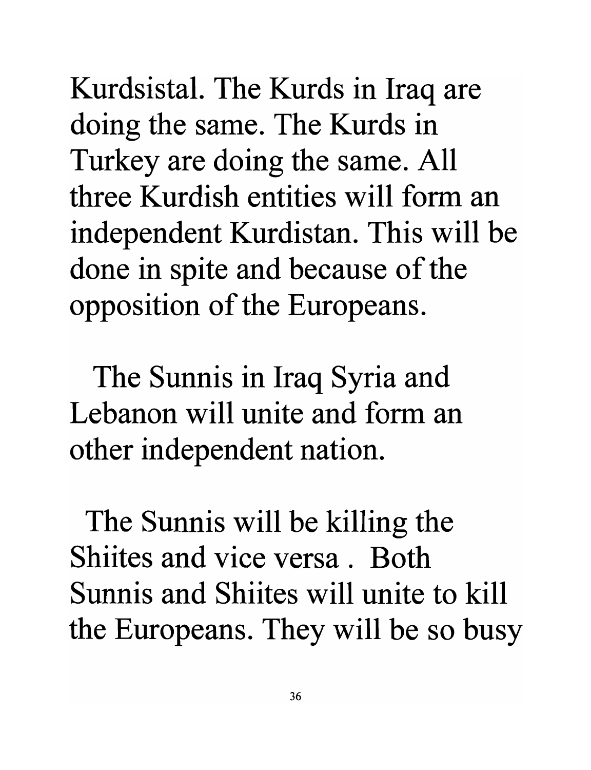Kurdsistal. The Kurds in Iraq are doing the same. The Kurds in Turkey are doing the same. All three Kurdish entities will form an independent Kurdistan. This will be done in spite and because of the opposition of the Europeans.

The Sunnis in Iraq Syria and Lebanon will unite and form an other independent nation.

The Sunnis will be killing the Shiites and vice versa . Both Sunnis and Shiites will unite to kill the Europeans. They will be so busy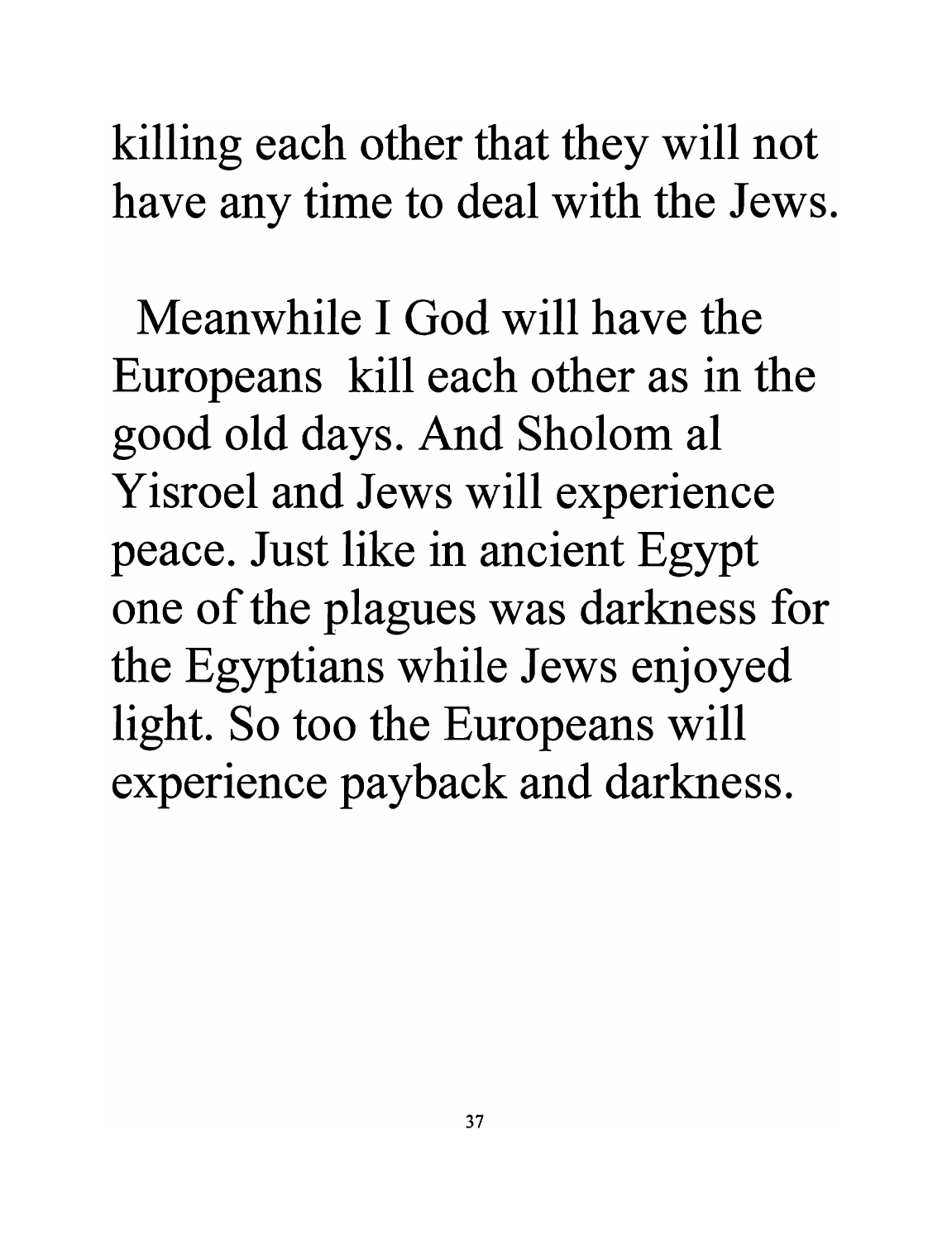killing each other that they will not have any time to deal with the Jews.

Meanwhile I God will have the Europeans kill each other as in the good old days. And Sholom al Yisroel and Jews will experience peace. Just like in ancient Egypt one of the plagues was darkness for the Egyptians while Jews enjoyed light. So too the Europeans will experience payback and darkness.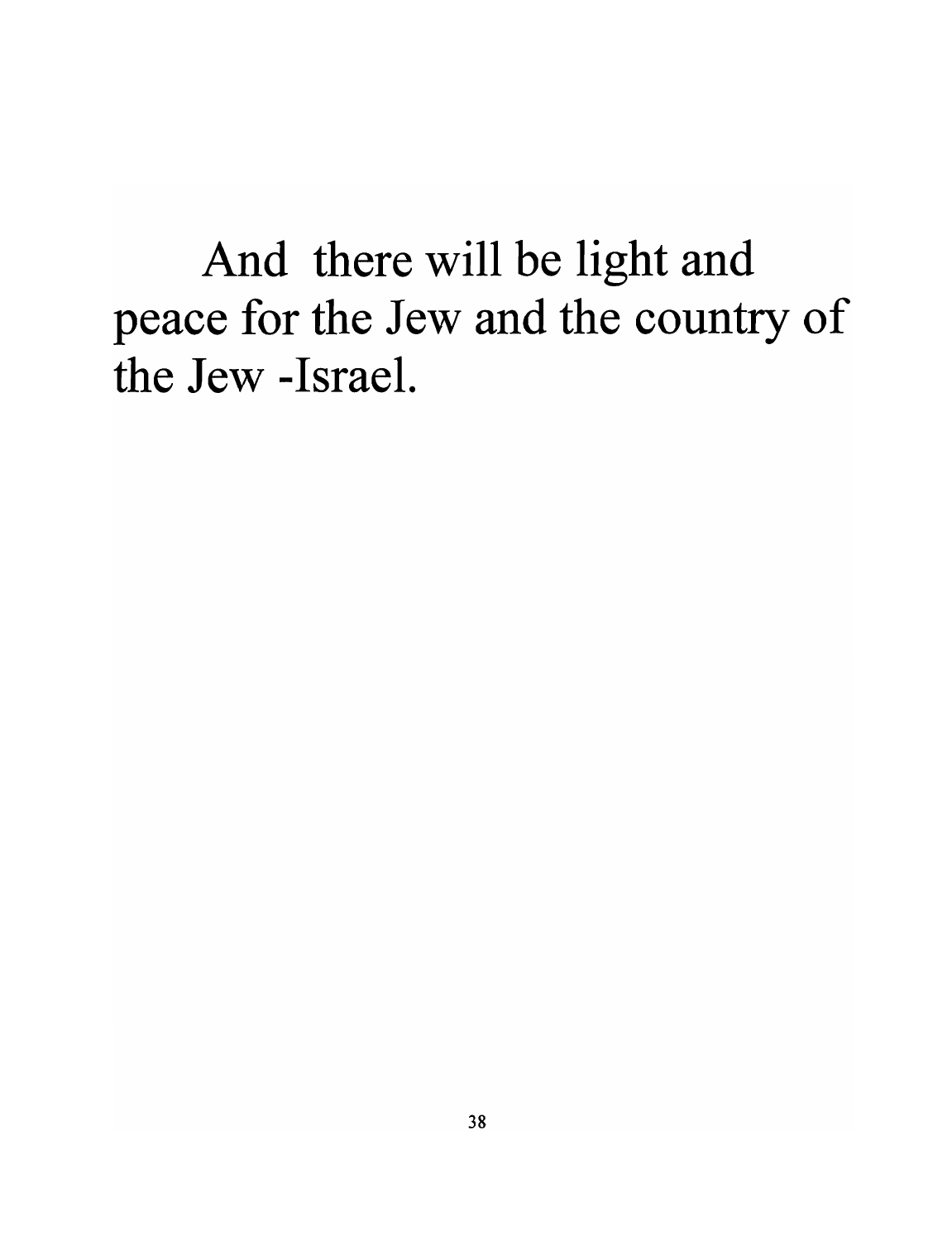And there will be light and peace for the Jew and the country of the Jew -Israel.